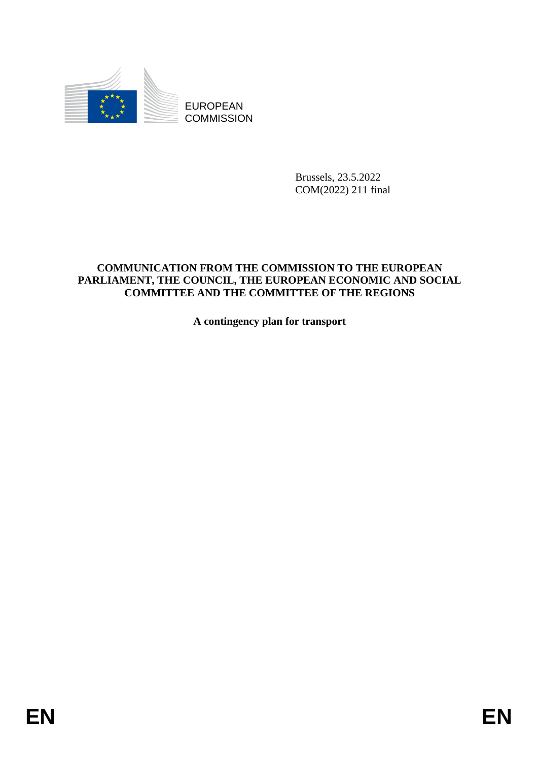EUROPEAN COMMISSION

Brussels, 23.5.2022
COM(2022) 211 final

**COMMUNICATION FROM THE COMMISSION TO THE EUROPEAN PARLIAMENT, THE COUNCIL, THE EUROPEAN ECONOMIC AND SOCIAL COMMITTEE AND THE COMMITTEE OF THE REGIONS**

**A contingency plan for transport**

EN EN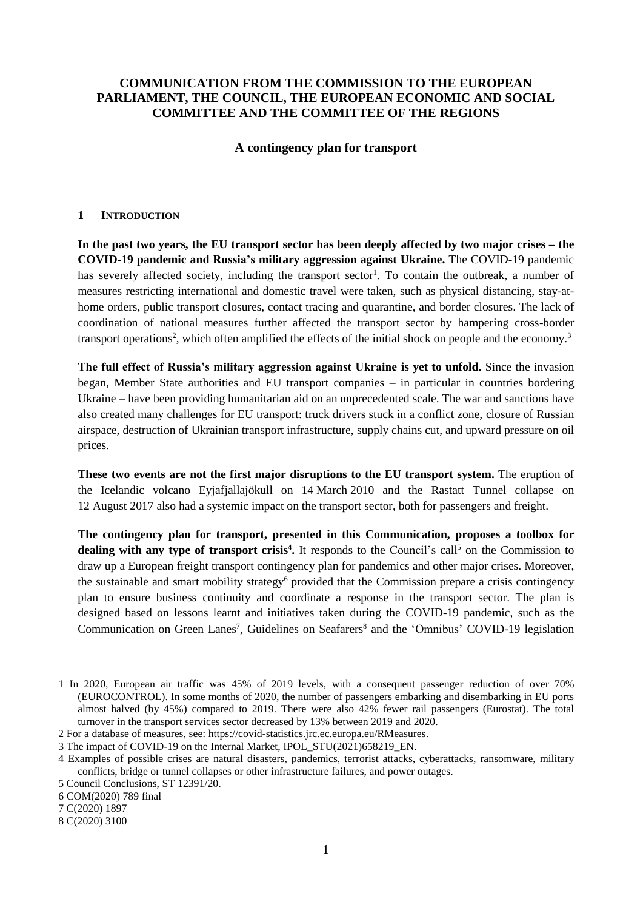**COMMUNICATION FROM THE COMMISSION TO THE EUROPEAN PARLIAMENT, THE COUNCIL, THE EUROPEAN ECONOMIC AND SOCIAL COMMITTEE AND THE COMMITTEE OF THE REGIONS**

**A contingency plan for transport**

## 1 INTRODUCTION

**In the past two years, the EU transport sector has been deeply affected by two major crises – the COVID-19 pandemic and Russia's military aggression against Ukraine.** The COVID-19 pandemic has severely affected society, including the transport sector[1]. To contain the outbreak, a number of measures restricting international and domestic travel were taken, such as physical distancing, stay-at-home orders, public transport closures, contact tracing and quarantine, and border closures. The lack of coordination of national measures further affected the transport sector by hampering cross-border transport operations[2], which often amplified the effects of the initial shock on people and the economy.[3]

**The full effect of Russia's military aggression against Ukraine is yet to unfold.** Since the invasion began, Member State authorities and EU transport companies – in particular in countries bordering Ukraine – have been providing humanitarian aid on an unprecedented scale. The war and sanctions have also created many challenges for EU transport: truck drivers stuck in a conflict zone, closure of Russian airspace, destruction of Ukrainian transport infrastructure, supply chains cut, and upward pressure on oil prices.

**These two events are not the first major disruptions to the EU transport system.** The eruption of the Icelandic volcano Eyjafjallajökull on 14 March 2010 and the Rastatt Tunnel collapse on 12 August 2017 also had a systemic impact on the transport sector, both for passengers and freight.

**The contingency plan for transport, presented in this Communication, proposes a toolbox for dealing with any type of transport crisis[4].** It responds to the Council's call[5] on the Commission to draw up a European freight transport contingency plan for pandemics and other major crises. Moreover, the sustainable and smart mobility strategy[6] provided that the Commission prepare a crisis contingency plan to ensure business continuity and coordinate a response in the transport sector. The plan is designed based on lessons learnt and initiatives taken during the COVID-19 pandemic, such as the Communication on Green Lanes[7], Guidelines on Seafarers[8] and the 'Omnibus' COVID-19 legislation

---

1 In 2020, European air traffic was 45% of 2019 levels, with a consequent passenger reduction of over 70% (EUROCONTROL). In some months of 2020, the number of passengers embarking and disembarking in EU ports almost halved (by 45%) compared to 2019. There were also 42% fewer rail passengers (Eurostat). The total turnover in the transport services sector decreased by 13% between 2019 and 2020.

2 For a database of measures, see: https://covid-statistics.jrc.ec.europa.eu/RMeasures.

3 The impact of COVID-19 on the Internal Market, IPOL_STU(2021)658219_EN.

4 Examples of possible crises are natural disasters, pandemics, terrorist attacks, cyberattacks, ransomware, military conflicts, bridge or tunnel collapses or other infrastructure failures, and power outages.

5 Council Conclusions, ST 12391/20.

6 COM(2020) 789 final

7 C(2020) 1897

8 C(2020) 3100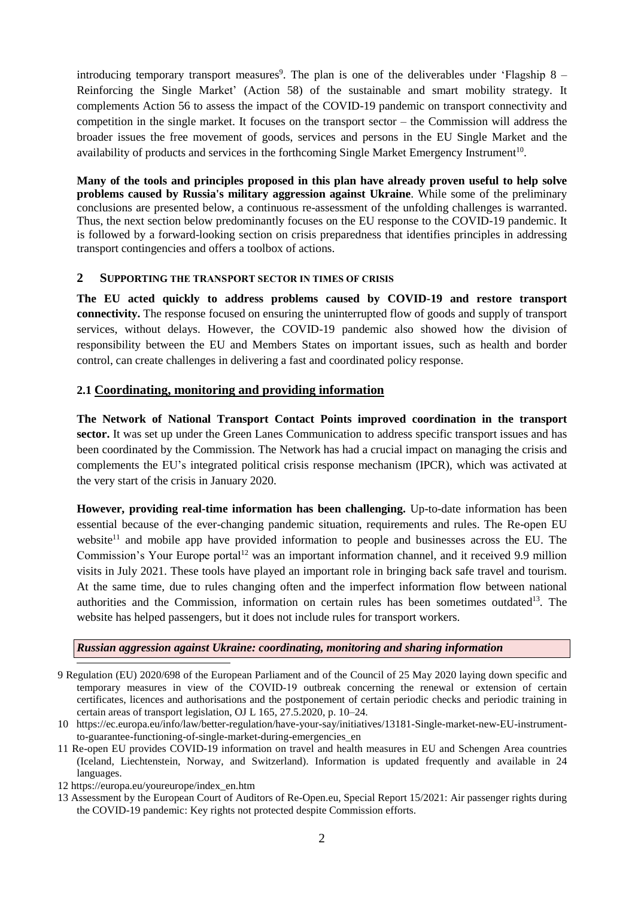introducing temporary transport measures[9]. The plan is one of the deliverables under 'Flagship 8 – Reinforcing the Single Market' (Action 58) of the sustainable and smart mobility strategy. It complements Action 56 to assess the impact of the COVID-19 pandemic on transport connectivity and competition in the single market. It focuses on the transport sector – the Commission will address the broader issues the free movement of goods, services and persons in the EU Single Market and the availability of products and services in the forthcoming Single Market Emergency Instrument[10].

**Many of the tools and principles proposed in this plan have already proven useful to help solve problems caused by Russia's military aggression against Ukraine**. While some of the preliminary conclusions are presented below, a continuous re-assessment of the unfolding challenges is warranted. Thus, the next section below predominantly focuses on the EU response to the COVID-19 pandemic. It is followed by a forward-looking section on crisis preparedness that identifies principles in addressing transport contingencies and offers a toolbox of actions.

## 2 SUPPORTING THE TRANSPORT SECTOR IN TIMES OF CRISIS

**The EU acted quickly to address problems caused by COVID-19 and restore transport connectivity.** The response focused on ensuring the uninterrupted flow of goods and supply of transport services, without delays. However, the COVID-19 pandemic also showed how the division of responsibility between the EU and Members States on important issues, such as health and border control, can create challenges in delivering a fast and coordinated policy response.

### 2.1 Coordinating, monitoring and providing information

**The Network of National Transport Contact Points improved coordination in the transport sector.** It was set up under the Green Lanes Communication to address specific transport issues and has been coordinated by the Commission. The Network has had a crucial impact on managing the crisis and complements the EU's integrated political crisis response mechanism (IPCR), which was activated at the very start of the crisis in January 2020.

**However, providing real-time information has been challenging.** Up-to-date information has been essential because of the ever-changing pandemic situation, requirements and rules. The Re-open EU website[11] and mobile app have provided information to people and businesses across the EU. The Commission's Your Europe portal[12] was an important information channel, and it received 9.9 million visits in July 2021. These tools have played an important role in bringing back safe travel and tourism. At the same time, due to rules changing often and the imperfect information flow between national authorities and the Commission, information on certain rules has been sometimes outdated[13]. The website has helped passengers, but it does not include rules for transport workers.

***Russian aggression against Ukraine: coordinating, monitoring and sharing information***

---

9 Regulation (EU) 2020/698 of the European Parliament and of the Council of 25 May 2020 laying down specific and temporary measures in view of the COVID-19 outbreak concerning the renewal or extension of certain certificates, licences and authorisations and the postponement of certain periodic checks and periodic training in certain areas of transport legislation, OJ L 165, 27.5.2020, p. 10–24.

10 https://ec.europa.eu/info/law/better-regulation/have-your-say/initiatives/13181-Single-market-new-EU-instrument-to-guarantee-functioning-of-single-market-during-emergencies_en

11 Re-open EU provides COVID-19 information on travel and health measures in EU and Schengen Area countries (Iceland, Liechtenstein, Norway, and Switzerland). Information is updated frequently and available in 24 languages.

12 https://europa.eu/youreurope/index_en.htm

13 Assessment by the European Court of Auditors of Re-Open.eu, Special Report 15/2021: Air passenger rights during the COVID-19 pandemic: Key rights not protected despite Commission efforts.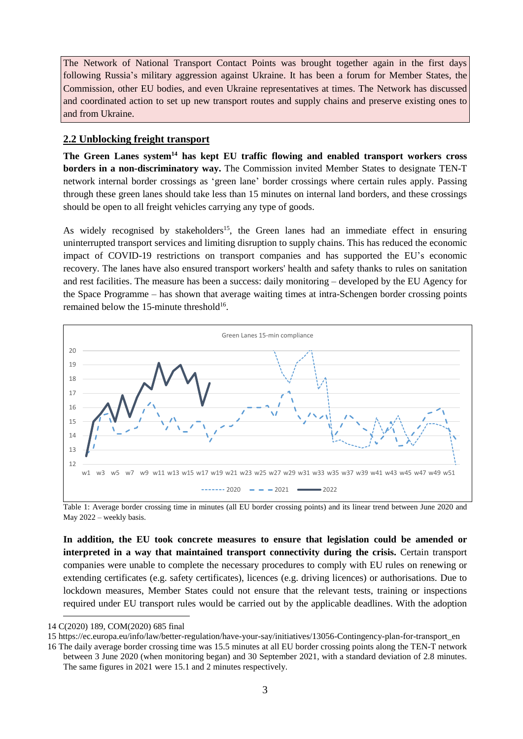The Network of National Transport Contact Points was brought together again in the first days following Russia's military aggression against Ukraine. It has been a forum for Member States, the Commission, other EU bodies, and even Ukraine representatives at times. The Network has discussed and coordinated action to set up new transport routes and supply chains and preserve existing ones to and from Ukraine.

## 2.2 Unblocking freight transport

**The Green Lanes system[14] has kept EU traffic flowing and enabled transport workers cross borders in a non-discriminatory way.** The Commission invited Member States to designate TEN-T network internal border crossings as 'green lane' border crossings where certain rules apply. Passing through these green lanes should take less than 15 minutes on internal land borders, and these crossings should be open to all freight vehicles carrying any type of goods.

As widely recognised by stakeholders[15], the Green lanes had an immediate effect in ensuring uninterrupted transport services and limiting disruption to supply chains. This has reduced the economic impact of COVID-19 restrictions on transport companies and has supported the EU's economic recovery. The lanes have also ensured transport workers' health and safety thanks to rules on sanitation and rest facilities. The measure has been a success: daily monitoring – developed by the EU Agency for the Space Programme – has shown that average waiting times at intra-Schengen border crossing points remained below the 15-minute threshold[16].

Table 1: Average border crossing time in minutes (all EU border crossing points) and its linear trend between June 2020 and May 2022 – weekly basis.

**In addition, the EU took concrete measures to ensure that legislation could be amended or interpreted in a way that maintained transport connectivity during the crisis.** Certain transport companies were unable to complete the necessary procedures to comply with EU rules on renewing or extending certificates (e.g. safety certificates), licences (e.g. driving licences) or authorisations. Due to lockdown measures, Member States could not ensure that the relevant tests, training or inspections required under EU transport rules would be carried out by the applicable deadlines. With the adoption

---

14 C(2020) 189, COM(2020) 685 final

15 https://ec.europa.eu/info/law/better-regulation/have-your-say/initiatives/13056-Contingency-plan-for-transport_en

16 The daily average border crossing time was 15.5 minutes at all EU border crossing points along the TEN-T network between 3 June 2020 (when monitoring began) and 30 September 2021, with a standard deviation of 2.8 minutes. The same figures in 2021 were 15.1 and 2 minutes respectively.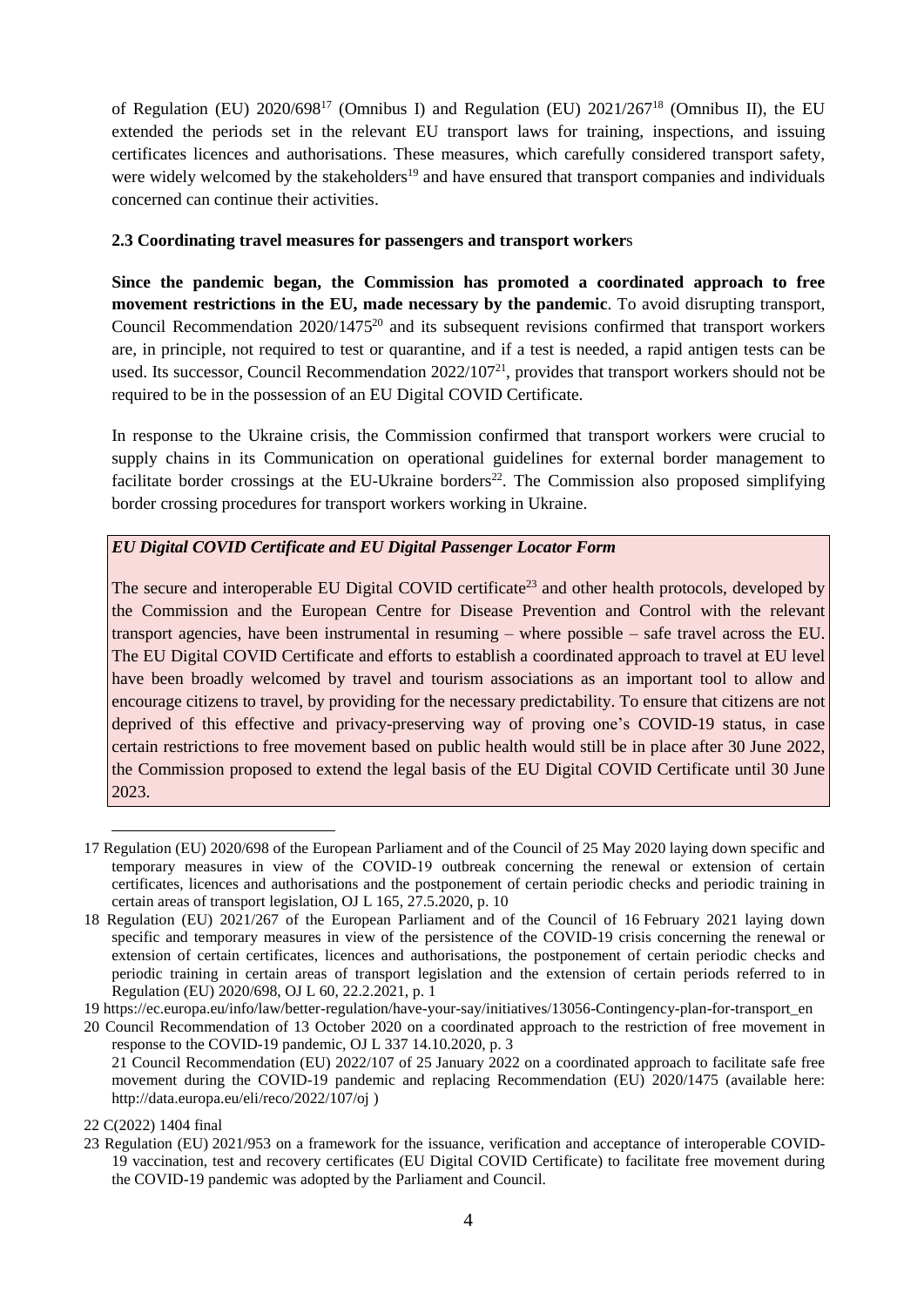of Regulation (EU) 2020/698[17] (Omnibus I) and Regulation (EU) 2021/267[18] (Omnibus II), the EU extended the periods set in the relevant EU transport laws for training, inspections, and issuing certificates licences and authorisations. These measures, which carefully considered transport safety, were widely welcomed by the stakeholders[19] and have ensured that transport companies and individuals concerned can continue their activities.

**2.3 Coordinating travel measures for passengers and transport worker**s

**Since the pandemic began, the Commission has promoted a coordinated approach to free movement restrictions in the EU, made necessary by the pandemic**. To avoid disrupting transport, Council Recommendation 2020/1475[20] and its subsequent revisions confirmed that transport workers are, in principle, not required to test or quarantine, and if a test is needed, a rapid antigen tests can be used. Its successor, Council Recommendation 2022/107[21], provides that transport workers should not be required to be in the possession of an EU Digital COVID Certificate.

In response to the Ukraine crisis, the Commission confirmed that transport workers were crucial to supply chains in its Communication on operational guidelines for external border management to facilitate border crossings at the EU-Ukraine borders[22]. The Commission also proposed simplifying border crossing procedures for transport workers working in Ukraine.

***EU Digital COVID Certificate and EU Digital Passenger Locator Form***

The secure and interoperable EU Digital COVID certificate[23] and other health protocols, developed by the Commission and the European Centre for Disease Prevention and Control with the relevant transport agencies, have been instrumental in resuming – where possible – safe travel across the EU. The EU Digital COVID Certificate and efforts to establish a coordinated approach to travel at EU level have been broadly welcomed by travel and tourism associations as an important tool to allow and encourage citizens to travel, by providing for the necessary predictability. To ensure that citizens are not deprived of this effective and privacy-preserving way of proving one's COVID-19 status, in case certain restrictions to free movement based on public health would still be in place after 30 June 2022, the Commission proposed to extend the legal basis of the EU Digital COVID Certificate until 30 June 2023.

---

17 Regulation (EU) 2020/698 of the European Parliament and of the Council of 25 May 2020 laying down specific and temporary measures in view of the COVID-19 outbreak concerning the renewal or extension of certain certificates, licences and authorisations and the postponement of certain periodic checks and periodic training in certain areas of transport legislation, OJ L 165, 27.5.2020, p. 10

18 Regulation (EU) 2021/267 of the European Parliament and of the Council of 16 February 2021 laying down specific and temporary measures in view of the persistence of the COVID-19 crisis concerning the renewal or extension of certain certificates, licences and authorisations, the postponement of certain periodic checks and periodic training in certain areas of transport legislation and the extension of certain periods referred to in Regulation (EU) 2020/698, OJ L 60, 22.2.2021, p. 1

19 https://ec.europa.eu/info/law/better-regulation/have-your-say/initiatives/13056-Contingency-plan-for-transport_en

20 Council Recommendation of 13 October 2020 on a coordinated approach to the restriction of free movement in response to the COVID-19 pandemic, OJ L 337 14.10.2020, p. 3

21 Council Recommendation (EU) 2022/107 of 25 January 2022 on a coordinated approach to facilitate safe free movement during the COVID-19 pandemic and replacing Recommendation (EU) 2020/1475 (available here: http://data.europa.eu/eli/reco/2022/107/oj )

22 C(2022) 1404 final

23 Regulation (EU) 2021/953 on a framework for the issuance, verification and acceptance of interoperable COVID-19 vaccination, test and recovery certificates (EU Digital COVID Certificate) to facilitate free movement during the COVID-19 pandemic was adopted by the Parliament and Council.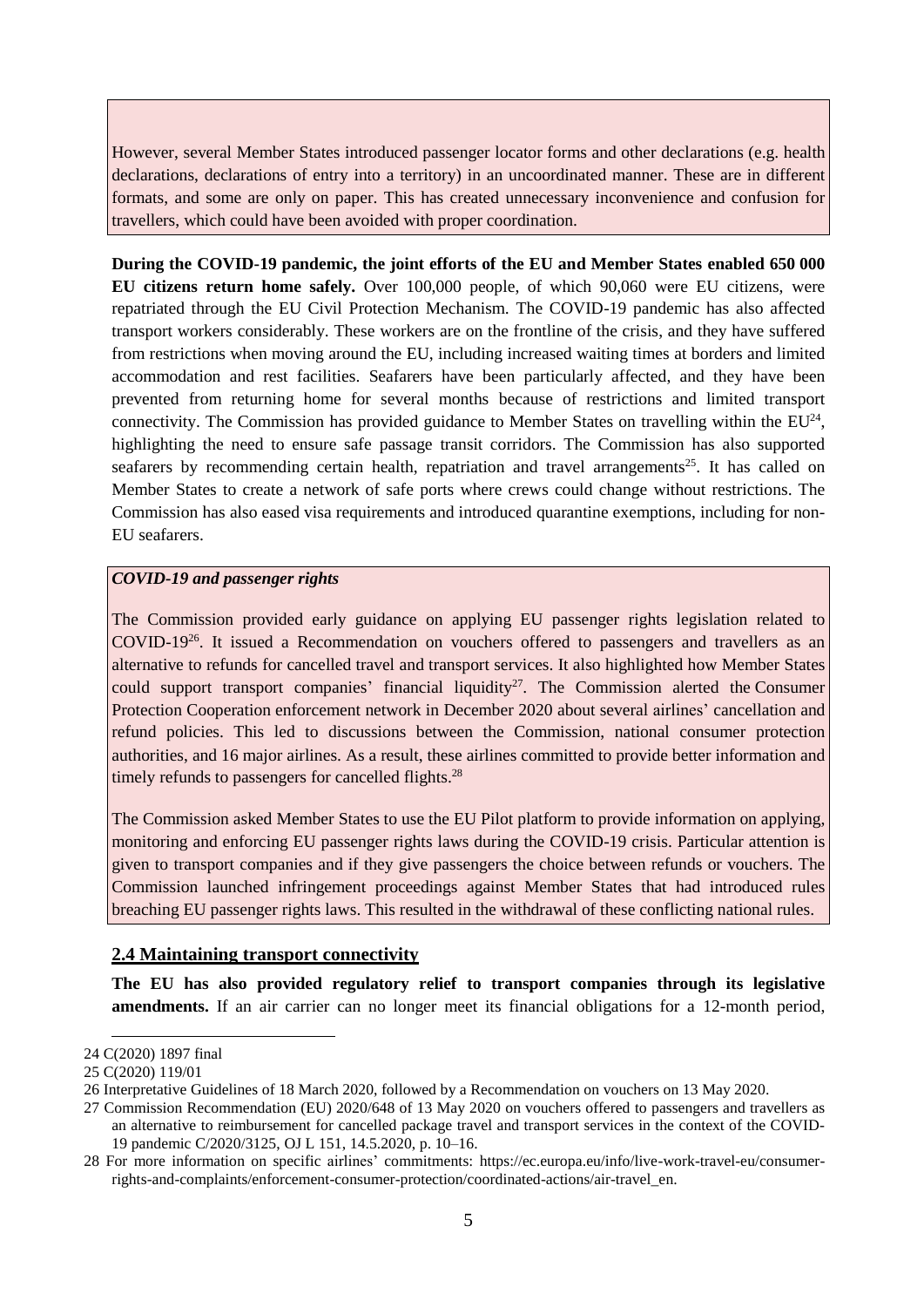However, several Member States introduced passenger locator forms and other declarations (e.g. health declarations, declarations of entry into a territory) in an uncoordinated manner. These are in different formats, and some are only on paper. This has created unnecessary inconvenience and confusion for travellers, which could have been avoided with proper coordination.

**During the COVID-19 pandemic, the joint efforts of the EU and Member States enabled 650 000 EU citizens return home safely.** Over 100,000 people, of which 90,060 were EU citizens, were repatriated through the EU Civil Protection Mechanism. The COVID-19 pandemic has also affected transport workers considerably. These workers are on the frontline of the crisis, and they have suffered from restrictions when moving around the EU, including increased waiting times at borders and limited accommodation and rest facilities. Seafarers have been particularly affected, and they have been prevented from returning home for several months because of restrictions and limited transport connectivity. The Commission has provided guidance to Member States on travelling within the EU[24], highlighting the need to ensure safe passage transit corridors. The Commission has also supported seafarers by recommending certain health, repatriation and travel arrangements[25]. It has called on Member States to create a network of safe ports where crews could change without restrictions. The Commission has also eased visa requirements and introduced quarantine exemptions, including for non-EU seafarers.

***COVID-19 and passenger rights***

The Commission provided early guidance on applying EU passenger rights legislation related to COVID-19[26]. It issued a Recommendation on vouchers offered to passengers and travellers as an alternative to refunds for cancelled travel and transport services. It also highlighted how Member States could support transport companies' financial liquidity[27]. The Commission alerted the Consumer Protection Cooperation enforcement network in December 2020 about several airlines' cancellation and refund policies. This led to discussions between the Commission, national consumer protection authorities, and 16 major airlines. As a result, these airlines committed to provide better information and timely refunds to passengers for cancelled flights.[28]

The Commission asked Member States to use the EU Pilot platform to provide information on applying, monitoring and enforcing EU passenger rights laws during the COVID-19 crisis. Particular attention is given to transport companies and if they give passengers the choice between refunds or vouchers. The Commission launched infringement proceedings against Member States that had introduced rules breaching EU passenger rights laws. This resulted in the withdrawal of these conflicting national rules.

## 2.4 Maintaining transport connectivity

**The EU has also provided regulatory relief to transport companies through its legislative amendments.** If an air carrier can no longer meet its financial obligations for a 12-month period,

---

24 C(2020) 1897 final

25 C(2020) 119/01

26 Interpretative Guidelines of 18 March 2020, followed by a Recommendation on vouchers on 13 May 2020.

27 Commission Recommendation (EU) 2020/648 of 13 May 2020 on vouchers offered to passengers and travellers as an alternative to reimbursement for cancelled package travel and transport services in the context of the COVID-19 pandemic C/2020/3125, OJ L 151, 14.5.2020, p. 10–16.

28 For more information on specific airlines' commitments: https://ec.europa.eu/info/live-work-travel-eu/consumer-rights-and-complaints/enforcement-consumer-protection/coordinated-actions/air-travel_en.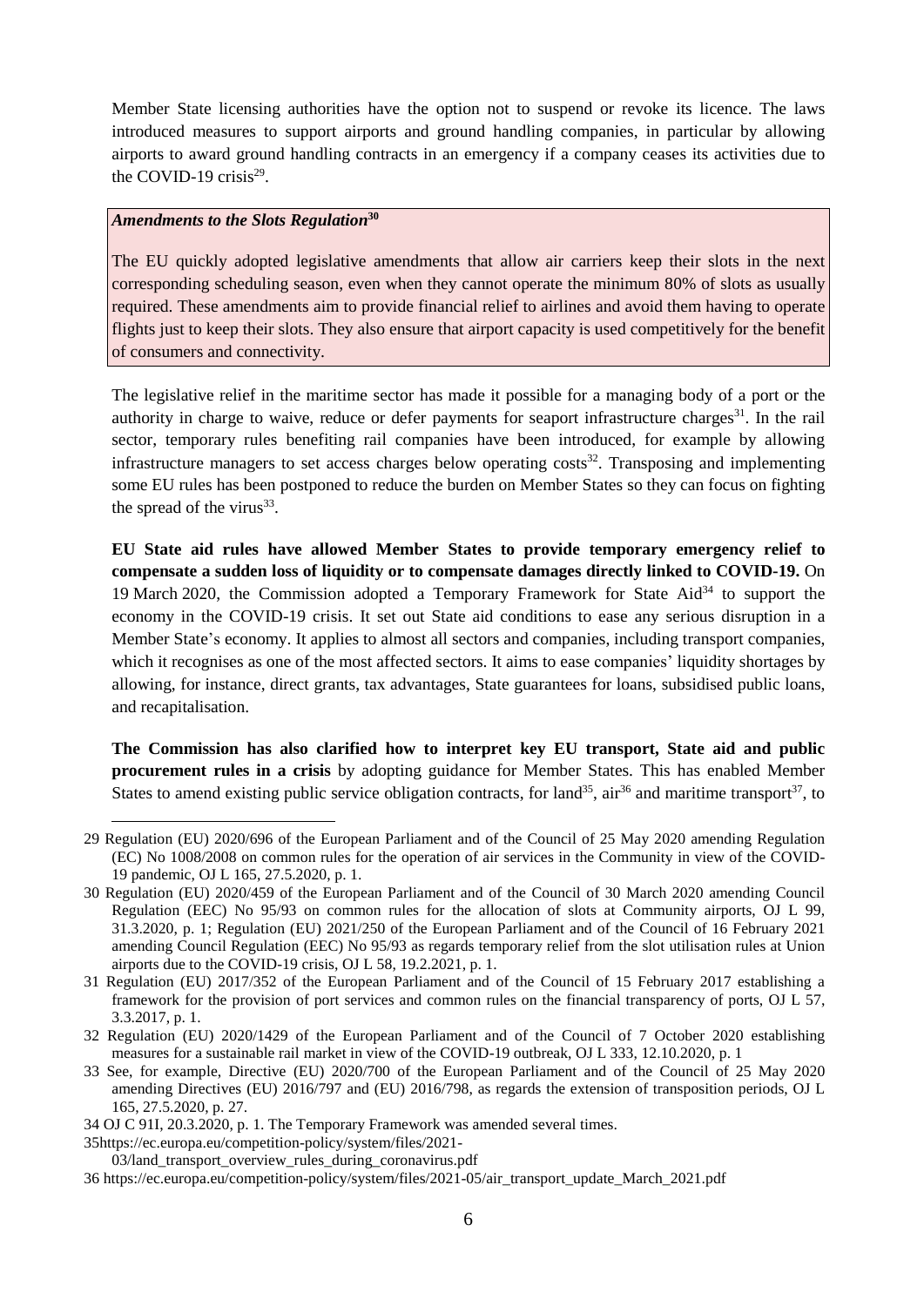Member State licensing authorities have the option not to suspend or revoke its licence. The laws introduced measures to support airports and ground handling companies, in particular by allowing airports to award ground handling contracts in an emergency if a company ceases its activities due to the COVID-19 crisis[29].

> ***Amendments to the Slots Regulation***[30]
>
> The EU quickly adopted legislative amendments that allow air carriers keep their slots in the next corresponding scheduling season, even when they cannot operate the minimum 80% of slots as usually required. These amendments aim to provide financial relief to airlines and avoid them having to operate flights just to keep their slots. They also ensure that airport capacity is used competitively for the benefit of consumers and connectivity.

The legislative relief in the maritime sector has made it possible for a managing body of a port or the authority in charge to waive, reduce or defer payments for seaport infrastructure charges[31]. In the rail sector, temporary rules benefiting rail companies have been introduced, for example by allowing infrastructure managers to set access charges below operating costs[32]. Transposing and implementing some EU rules has been postponed to reduce the burden on Member States so they can focus on fighting the spread of the virus[33].

**EU State aid rules have allowed Member States to provide temporary emergency relief to compensate a sudden loss of liquidity or to compensate damages directly linked to COVID-19.** On 19 March 2020, the Commission adopted a Temporary Framework for State Aid[34] to support the economy in the COVID-19 crisis. It set out State aid conditions to ease any serious disruption in a Member State's economy. It applies to almost all sectors and companies, including transport companies, which it recognises as one of the most affected sectors. It aims to ease companies' liquidity shortages by allowing, for instance, direct grants, tax advantages, State guarantees for loans, subsidised public loans, and recapitalisation.

**The Commission has also clarified how to interpret key EU transport, State aid and public procurement rules in a crisis** by adopting guidance for Member States. This has enabled Member States to amend existing public service obligation contracts, for land[35], air[36] and maritime transport[37], to

---

29 Regulation (EU) 2020/696 of the European Parliament and of the Council of 25 May 2020 amending Regulation (EC) No 1008/2008 on common rules for the operation of air services in the Community in view of the COVID-19 pandemic, OJ L 165, 27.5.2020, p. 1.

30 Regulation (EU) 2020/459 of the European Parliament and of the Council of 30 March 2020 amending Council Regulation (EEC) No 95/93 on common rules for the allocation of slots at Community airports, OJ L 99, 31.3.2020, p. 1; Regulation (EU) 2021/250 of the European Parliament and of the Council of 16 February 2021 amending Council Regulation (EEC) No 95/93 as regards temporary relief from the slot utilisation rules at Union airports due to the COVID-19 crisis, OJ L 58, 19.2.2021, p. 1.

31 Regulation (EU) 2017/352 of the European Parliament and of the Council of 15 February 2017 establishing a framework for the provision of port services and common rules on the financial transparency of ports, OJ L 57, 3.3.2017, p. 1.

32 Regulation (EU) 2020/1429 of the European Parliament and of the Council of 7 October 2020 establishing measures for a sustainable rail market in view of the COVID-19 outbreak, OJ L 333, 12.10.2020, p. 1

33 See, for example, Directive (EU) 2020/700 of the European Parliament and of the Council of 25 May 2020 amending Directives (EU) 2016/797 and (EU) 2016/798, as regards the extension of transposition periods, OJ L 165, 27.5.2020, p. 27.

34 OJ C 91I, 20.3.2020, p. 1. The Temporary Framework was amended several times.

35 https://ec.europa.eu/competition-policy/system/files/2021-03/land_transport_overview_rules_during_coronavirus.pdf

36 https://ec.europa.eu/competition-policy/system/files/2021-05/air_transport_update_March_2021.pdf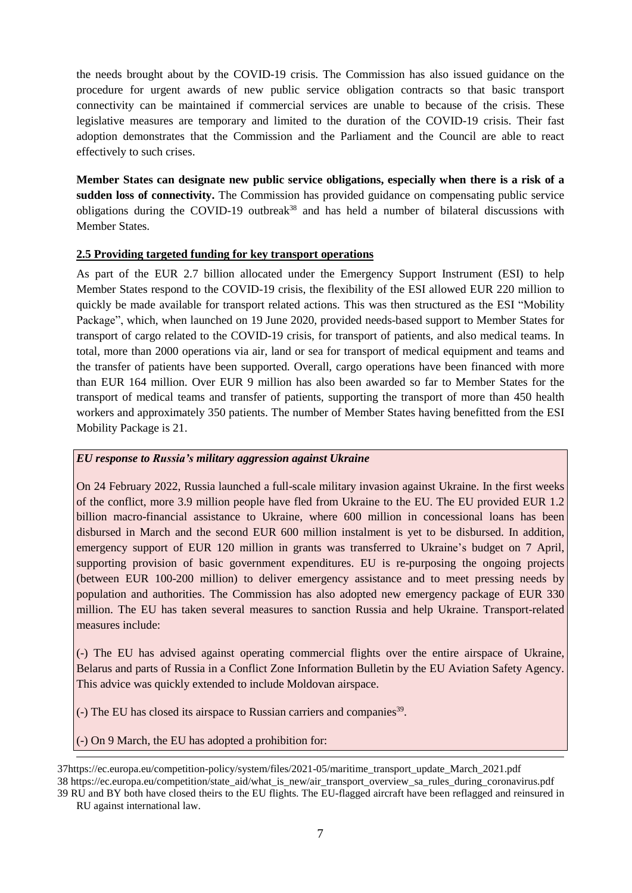the needs brought about by the COVID-19 crisis. The Commission has also issued guidance on the procedure for urgent awards of new public service obligation contracts so that basic transport connectivity can be maintained if commercial services are unable to because of the crisis. These legislative measures are temporary and limited to the duration of the COVID-19 crisis. Their fast adoption demonstrates that the Commission and the Parliament and the Council are able to react effectively to such crises.

**Member States can designate new public service obligations, especially when there is a risk of a sudden loss of connectivity.** The Commission has provided guidance on compensating public service obligations during the COVID-19 outbreak[38] and has held a number of bilateral discussions with Member States.

### 2.5 Providing targeted funding for key transport operations

As part of the EUR 2.7 billion allocated under the Emergency Support Instrument (ESI) to help Member States respond to the COVID-19 crisis, the flexibility of the ESI allowed EUR 220 million to quickly be made available for transport related actions. This was then structured as the ESI "Mobility Package", which, when launched on 19 June 2020, provided needs-based support to Member States for transport of cargo related to the COVID-19 crisis, for transport of patients, and also medical teams. In total, more than 2000 operations via air, land or sea for transport of medical equipment and teams and the transfer of patients have been supported. Overall, cargo operations have been financed with more than EUR 164 million. Over EUR 9 million has also been awarded so far to Member States for the transport of medical teams and transfer of patients, supporting the transport of more than 450 health workers and approximately 350 patients. The number of Member States having benefitted from the ESI Mobility Package is 21.

***EU response to Russia's military aggression against Ukraine***

On 24 February 2022, Russia launched a full-scale military invasion against Ukraine. In the first weeks of the conflict, more 3.9 million people have fled from Ukraine to the EU. The EU provided EUR 1.2 billion macro-financial assistance to Ukraine, where 600 million in concessional loans has been disbursed in March and the second EUR 600 million instalment is yet to be disbursed. In addition, emergency support of EUR 120 million in grants was transferred to Ukraine's budget on 7 April, supporting provision of basic government expenditures. EU is re-purposing the ongoing projects (between EUR 100-200 million) to deliver emergency assistance and to meet pressing needs by population and authorities. The Commission has also adopted new emergency package of EUR 330 million. The EU has taken several measures to sanction Russia and help Ukraine. Transport-related measures include:

(-) The EU has advised against operating commercial flights over the entire airspace of Ukraine, Belarus and parts of Russia in a Conflict Zone Information Bulletin by the EU Aviation Safety Agency. This advice was quickly extended to include Moldovan airspace.

(-) The EU has closed its airspace to Russian carriers and companies[39].

(-) On 9 March, the EU has adopted a prohibition for:

---

37https://ec.europa.eu/competition-policy/system/files/2021-05/maritime_transport_update_March_2021.pdf

38 https://ec.europa.eu/competition/state_aid/what_is_new/air_transport_overview_sa_rules_during_coronavirus.pdf

39 RU and BY both have closed theirs to the EU flights. The EU-flagged aircraft have been reflagged and reinsured in RU against international law.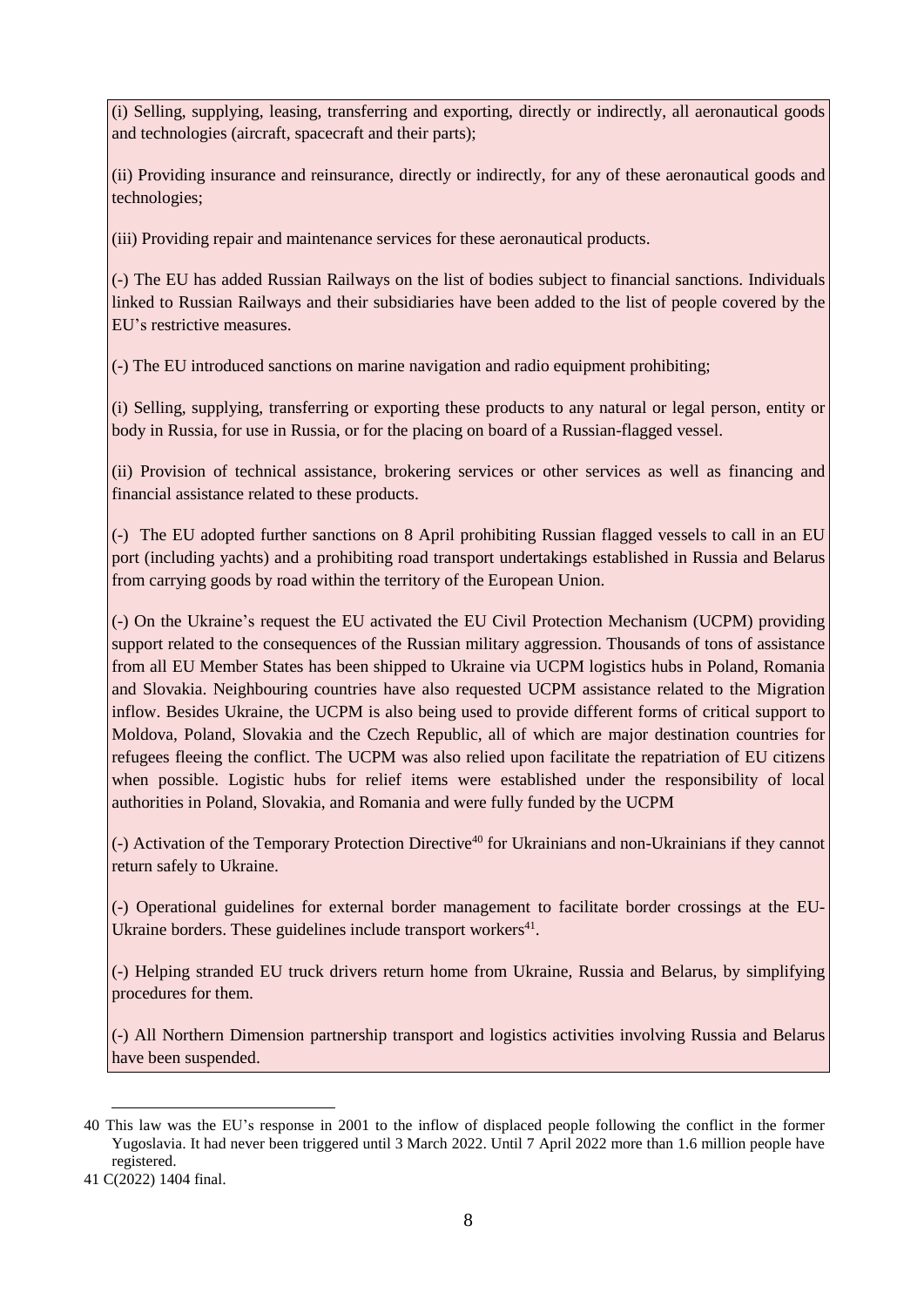(i) Selling, supplying, leasing, transferring and exporting, directly or indirectly, all aeronautical goods and technologies (aircraft, spacecraft and their parts);

(ii) Providing insurance and reinsurance, directly or indirectly, for any of these aeronautical goods and technologies;

(iii) Providing repair and maintenance services for these aeronautical products.

(-) The EU has added Russian Railways on the list of bodies subject to financial sanctions. Individuals linked to Russian Railways and their subsidiaries have been added to the list of people covered by the EU's restrictive measures.

(-) The EU introduced sanctions on marine navigation and radio equipment prohibiting;

(i) Selling, supplying, transferring or exporting these products to any natural or legal person, entity or body in Russia, for use in Russia, or for the placing on board of a Russian-flagged vessel.

(ii) Provision of technical assistance, brokering services or other services as well as financing and financial assistance related to these products.

(-) The EU adopted further sanctions on 8 April prohibiting Russian flagged vessels to call in an EU port (including yachts) and a prohibiting road transport undertakings established in Russia and Belarus from carrying goods by road within the territory of the European Union.

(-) On the Ukraine's request the EU activated the EU Civil Protection Mechanism (UCPM) providing support related to the consequences of the Russian military aggression. Thousands of tons of assistance from all EU Member States has been shipped to Ukraine via UCPM logistics hubs in Poland, Romania and Slovakia. Neighbouring countries have also requested UCPM assistance related to the Migration inflow. Besides Ukraine, the UCPM is also being used to provide different forms of critical support to Moldova, Poland, Slovakia and the Czech Republic, all of which are major destination countries for refugees fleeing the conflict. The UCPM was also relied upon facilitate the repatriation of EU citizens when possible. Logistic hubs for relief items were established under the responsibility of local authorities in Poland, Slovakia, and Romania and were fully funded by the UCPM

(-) Activation of the Temporary Protection Directive[40] for Ukrainians and non-Ukrainians if they cannot return safely to Ukraine.

(-) Operational guidelines for external border management to facilitate border crossings at the EU-Ukraine borders. These guidelines include transport workers[41].

(-) Helping stranded EU truck drivers return home from Ukraine, Russia and Belarus, by simplifying procedures for them.

(-) All Northern Dimension partnership transport and logistics activities involving Russia and Belarus have been suspended.

40 This law was the EU's response in 2001 to the inflow of displaced people following the conflict in the former Yugoslavia. It had never been triggered until 3 March 2022. Until 7 April 2022 more than 1.6 million people have registered.

41 C(2022) 1404 final.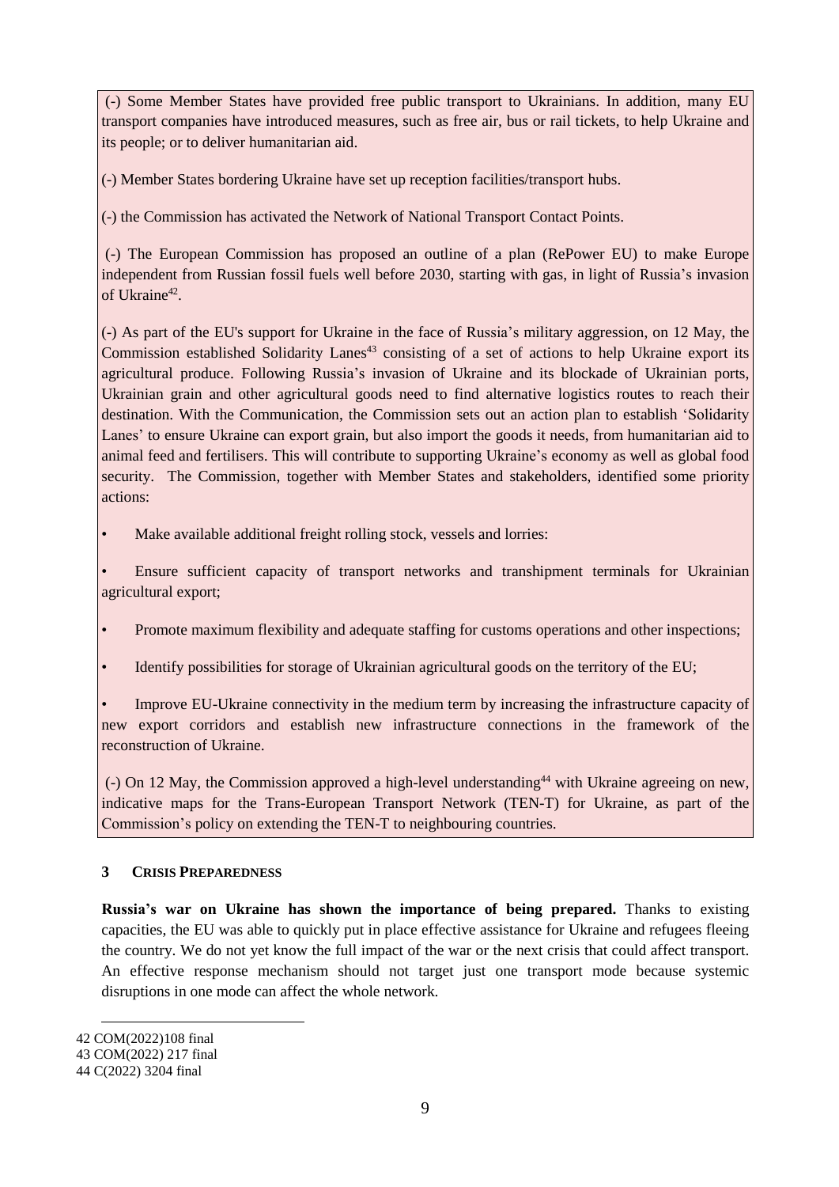(-) Some Member States have provided free public transport to Ukrainians. In addition, many EU transport companies have introduced measures, such as free air, bus or rail tickets, to help Ukraine and its people; or to deliver humanitarian aid.

(-) Member States bordering Ukraine have set up reception facilities/transport hubs.

(-) the Commission has activated the Network of National Transport Contact Points.

(-) The European Commission has proposed an outline of a plan (RePower EU) to make Europe independent from Russian fossil fuels well before 2030, starting with gas, in light of Russia's invasion of Ukraine[42].

(-) As part of the EU's support for Ukraine in the face of Russia's military aggression, on 12 May, the Commission established Solidarity Lanes[43] consisting of a set of actions to help Ukraine export its agricultural produce. Following Russia's invasion of Ukraine and its blockade of Ukrainian ports, Ukrainian grain and other agricultural goods need to find alternative logistics routes to reach their destination. With the Communication, the Commission sets out an action plan to establish 'Solidarity Lanes' to ensure Ukraine can export grain, but also import the goods it needs, from humanitarian aid to animal feed and fertilisers. This will contribute to supporting Ukraine's economy as well as global food security. The Commission, together with Member States and stakeholders, identified some priority actions:

- Make available additional freight rolling stock, vessels and lorries:
- Ensure sufficient capacity of transport networks and transhipment terminals for Ukrainian agricultural export;
- Promote maximum flexibility and adequate staffing for customs operations and other inspections;
- Identify possibilities for storage of Ukrainian agricultural goods on the territory of the EU;
- Improve EU-Ukraine connectivity in the medium term by increasing the infrastructure capacity of new export corridors and establish new infrastructure connections in the framework of the reconstruction of Ukraine.

(-) On 12 May, the Commission approved a high-level understanding[44] with Ukraine agreeing on new, indicative maps for the Trans-European Transport Network (TEN-T) for Ukraine, as part of the Commission's policy on extending the TEN-T to neighbouring countries.

## 3 CRISIS PREPAREDNESS

**Russia's war on Ukraine has shown the importance of being prepared.** Thanks to existing capacities, the EU was able to quickly put in place effective assistance for Ukraine and refugees fleeing the country. We do not yet know the full impact of the war or the next crisis that could affect transport. An effective response mechanism should not target just one transport mode because systemic disruptions in one mode can affect the whole network.

---

42 COM(2022)108 final

43 COM(2022) 217 final

44 C(2022) 3204 final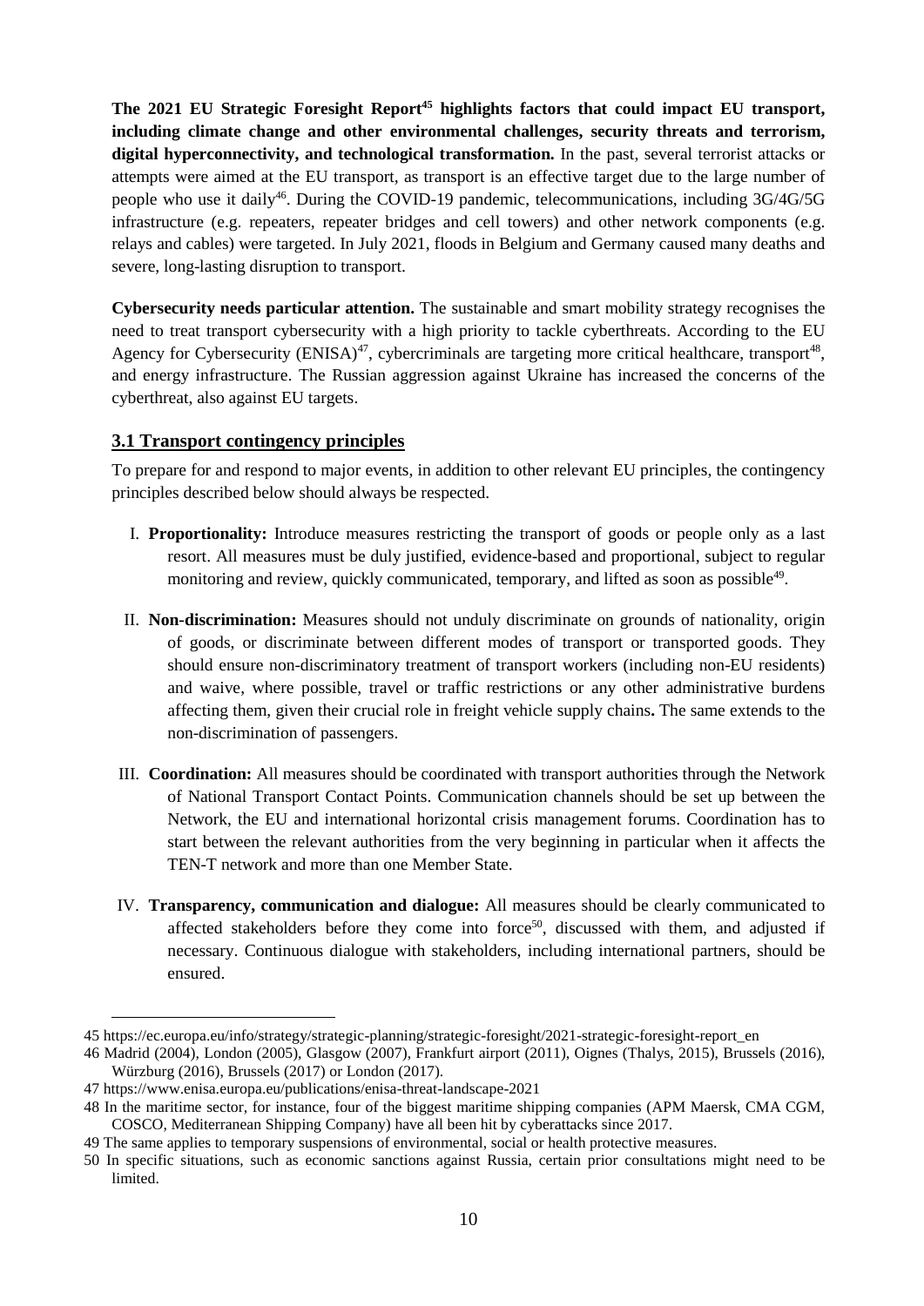**The 2021 EU Strategic Foresight Report[45] highlights factors that could impact EU transport, including climate change and other environmental challenges, security threats and terrorism, digital hyperconnectivity, and technological transformation.** In the past, several terrorist attacks or attempts were aimed at the EU transport, as transport is an effective target due to the large number of people who use it daily[46]. During the COVID-19 pandemic, telecommunications, including 3G/4G/5G infrastructure (e.g. repeaters, repeater bridges and cell towers) and other network components (e.g. relays and cables) were targeted. In July 2021, floods in Belgium and Germany caused many deaths and severe, long-lasting disruption to transport.

**Cybersecurity needs particular attention.** The sustainable and smart mobility strategy recognises the need to treat transport cybersecurity with a high priority to tackle cyberthreats. According to the EU Agency for Cybersecurity (ENISA)[47], cybercriminals are targeting more critical healthcare, transport[48], and energy infrastructure. The Russian aggression against Ukraine has increased the concerns of the cyberthreat, also against EU targets.

## 3.1 Transport contingency principles

To prepare for and respond to major events, in addition to other relevant EU principles, the contingency principles described below should always be respected.

I. **Proportionality:** Introduce measures restricting the transport of goods or people only as a last resort. All measures must be duly justified, evidence-based and proportional, subject to regular monitoring and review, quickly communicated, temporary, and lifted as soon as possible[49].

II. **Non-discrimination:** Measures should not unduly discriminate on grounds of nationality, origin of goods, or discriminate between different modes of transport or transported goods. They should ensure non-discriminatory treatment of transport workers (including non-EU residents) and waive, where possible, travel or traffic restrictions or any other administrative burdens affecting them, given their crucial role in freight vehicle supply chains**.** The same extends to the non-discrimination of passengers.

III. **Coordination:** All measures should be coordinated with transport authorities through the Network of National Transport Contact Points. Communication channels should be set up between the Network, the EU and international horizontal crisis management forums. Coordination has to start between the relevant authorities from the very beginning in particular when it affects the TEN-T network and more than one Member State.

IV. **Transparency, communication and dialogue:** All measures should be clearly communicated to affected stakeholders before they come into force[50], discussed with them, and adjusted if necessary. Continuous dialogue with stakeholders, including international partners, should be ensured.

---

45 https://ec.europa.eu/info/strategy/strategic-planning/strategic-foresight/2021-strategic-foresight-report_en

46 Madrid (2004), London (2005), Glasgow (2007), Frankfurt airport (2011), Oignes (Thalys, 2015), Brussels (2016), Würzburg (2016), Brussels (2017) or London (2017).

47 https://www.enisa.europa.eu/publications/enisa-threat-landscape-2021

48 In the maritime sector, for instance, four of the biggest maritime shipping companies (APM Maersk, CMA CGM, COSCO, Mediterranean Shipping Company) have all been hit by cyberattacks since 2017.

49 The same applies to temporary suspensions of environmental, social or health protective measures.

50 In specific situations, such as economic sanctions against Russia, certain prior consultations might need to be limited.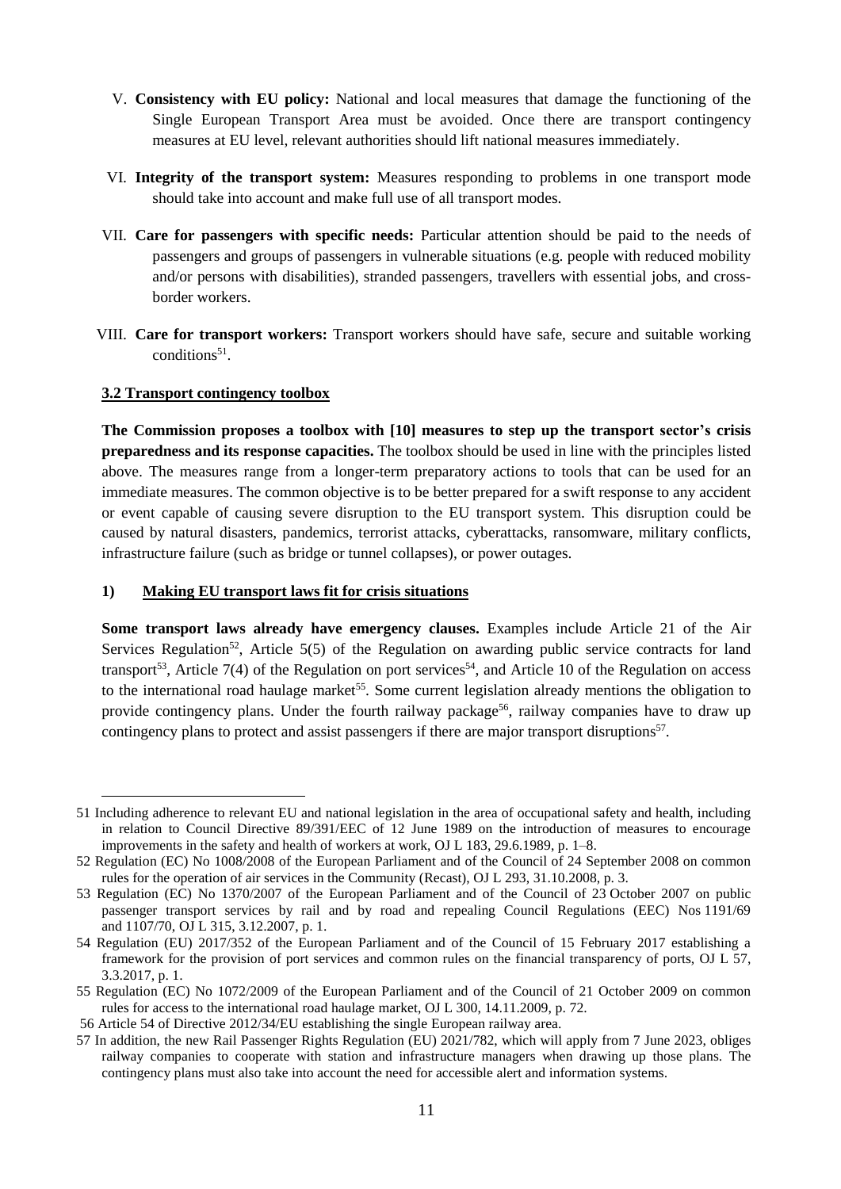V. **Consistency with EU policy:** National and local measures that damage the functioning of the Single European Transport Area must be avoided. Once there are transport contingency measures at EU level, relevant authorities should lift national measures immediately.

VI. **Integrity of the transport system:** Measures responding to problems in one transport mode should take into account and make full use of all transport modes.

VII. **Care for passengers with specific needs:** Particular attention should be paid to the needs of passengers and groups of passengers in vulnerable situations (e.g. people with reduced mobility and/or persons with disabilities), stranded passengers, travellers with essential jobs, and cross-border workers.

VIII. **Care for transport workers:** Transport workers should have safe, secure and suitable working conditions[51].

### 3.2 Transport contingency toolbox

**The Commission proposes a toolbox with [10] measures to step up the transport sector's crisis preparedness and its response capacities.** The toolbox should be used in line with the principles listed above. The measures range from a longer-term preparatory actions to tools that can be used for an immediate measures. The common objective is to be better prepared for a swift response to any accident or event capable of causing severe disruption to the EU transport system. This disruption could be caused by natural disasters, pandemics, terrorist attacks, cyberattacks, ransomware, military conflicts, infrastructure failure (such as bridge or tunnel collapses), or power outages.

#### 1) Making EU transport laws fit for crisis situations

**Some transport laws already have emergency clauses.** Examples include Article 21 of the Air Services Regulation[52], Article 5(5) of the Regulation on awarding public service contracts for land transport[53], Article 7(4) of the Regulation on port services[54], and Article 10 of the Regulation on access to the international road haulage market[55]. Some current legislation already mentions the obligation to provide contingency plans. Under the fourth railway package[56], railway companies have to draw up contingency plans to protect and assist passengers if there are major transport disruptions[57].

---

51 Including adherence to relevant EU and national legislation in the area of occupational safety and health, including in relation to Council Directive 89/391/EEC of 12 June 1989 on the introduction of measures to encourage improvements in the safety and health of workers at work, OJ L 183, 29.6.1989, p. 1–8.

52 Regulation (EC) No 1008/2008 of the European Parliament and of the Council of 24 September 2008 on common rules for the operation of air services in the Community (Recast), OJ L 293, 31.10.2008, p. 3.

53 Regulation (EC) No 1370/2007 of the European Parliament and of the Council of 23 October 2007 on public passenger transport services by rail and by road and repealing Council Regulations (EEC) Nos 1191/69 and 1107/70, OJ L 315, 3.12.2007, p. 1.

54 Regulation (EU) 2017/352 of the European Parliament and of the Council of 15 February 2017 establishing a framework for the provision of port services and common rules on the financial transparency of ports, OJ L 57, 3.3.2017, p. 1.

55 Regulation (EC) No 1072/2009 of the European Parliament and of the Council of 21 October 2009 on common rules for access to the international road haulage market, OJ L 300, 14.11.2009, p. 72.

56 Article 54 of Directive 2012/34/EU establishing the single European railway area.

57 In addition, the new Rail Passenger Rights Regulation (EU) 2021/782, which will apply from 7 June 2023, obliges railway companies to cooperate with station and infrastructure managers when drawing up those plans. The contingency plans must also take into account the need for accessible alert and information systems.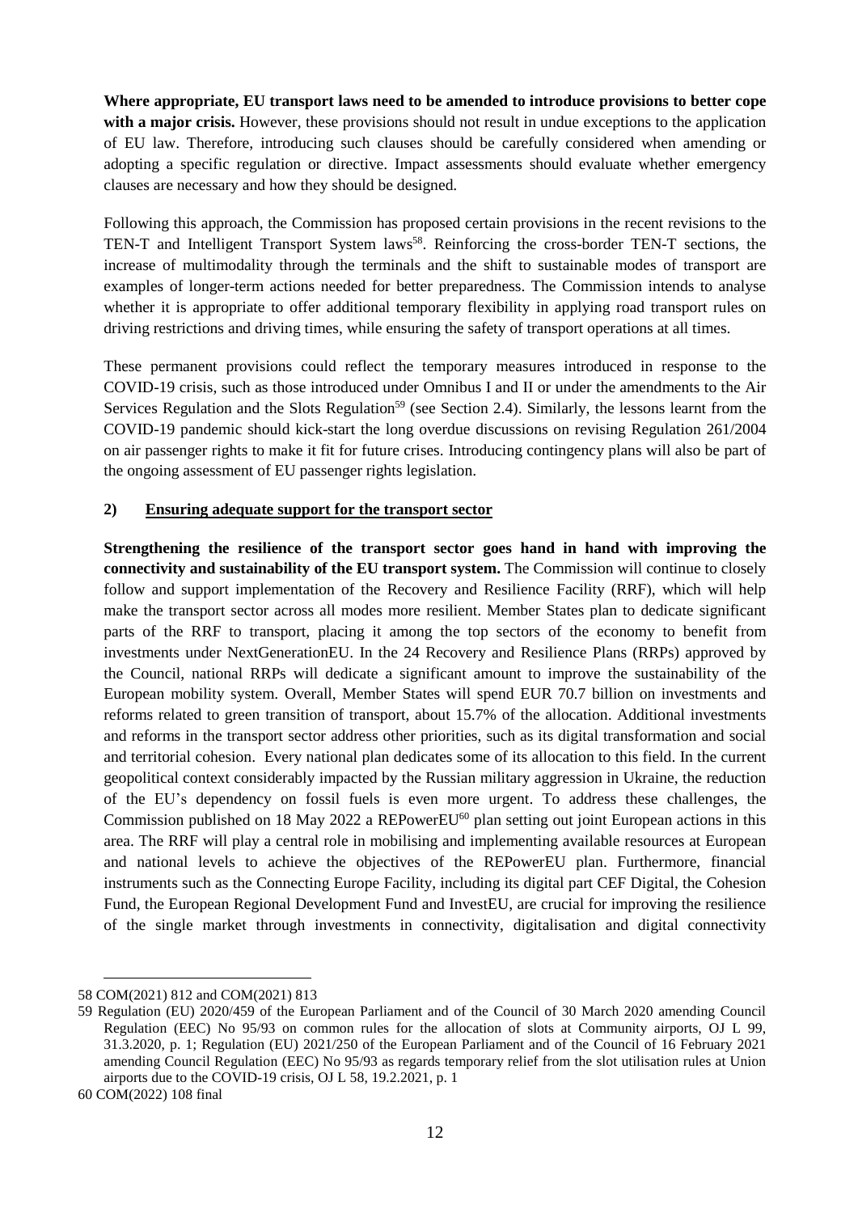**Where appropriate, EU transport laws need to be amended to introduce provisions to better cope with a major crisis.** However, these provisions should not result in undue exceptions to the application of EU law. Therefore, introducing such clauses should be carefully considered when amending or adopting a specific regulation or directive. Impact assessments should evaluate whether emergency clauses are necessary and how they should be designed.

Following this approach, the Commission has proposed certain provisions in the recent revisions to the TEN-T and Intelligent Transport System laws[58]. Reinforcing the cross-border TEN-T sections, the increase of multimodality through the terminals and the shift to sustainable modes of transport are examples of longer-term actions needed for better preparedness. The Commission intends to analyse whether it is appropriate to offer additional temporary flexibility in applying road transport rules on driving restrictions and driving times, while ensuring the safety of transport operations at all times.

These permanent provisions could reflect the temporary measures introduced in response to the COVID-19 crisis, such as those introduced under Omnibus I and II or under the amendments to the Air Services Regulation and the Slots Regulation[59] (see Section 2.4). Similarly, the lessons learnt from the COVID-19 pandemic should kick-start the long overdue discussions on revising Regulation 261/2004 on air passenger rights to make it fit for future crises. Introducing contingency plans will also be part of the ongoing assessment of EU passenger rights legislation.

### 2) Ensuring adequate support for the transport sector

**Strengthening the resilience of the transport sector goes hand in hand with improving the connectivity and sustainability of the EU transport system.** The Commission will continue to closely follow and support implementation of the Recovery and Resilience Facility (RRF), which will help make the transport sector across all modes more resilient. Member States plan to dedicate significant parts of the RRF to transport, placing it among the top sectors of the economy to benefit from investments under NextGenerationEU. In the 24 Recovery and Resilience Plans (RRPs) approved by the Council, national RRPs will dedicate a significant amount to improve the sustainability of the European mobility system. Overall, Member States will spend EUR 70.7 billion on investments and reforms related to green transition of transport, about 15.7% of the allocation. Additional investments and reforms in the transport sector address other priorities, such as its digital transformation and social and territorial cohesion. Every national plan dedicates some of its allocation to this field. In the current geopolitical context considerably impacted by the Russian military aggression in Ukraine, the reduction of the EU's dependency on fossil fuels is even more urgent. To address these challenges, the Commission published on 18 May 2022 a REPowerEU[60] plan setting out joint European actions in this area. The RRF will play a central role in mobilising and implementing available resources at European and national levels to achieve the objectives of the REPowerEU plan. Furthermore, financial instruments such as the Connecting Europe Facility, including its digital part CEF Digital, the Cohesion Fund, the European Regional Development Fund and InvestEU, are crucial for improving the resilience of the single market through investments in connectivity, digitalisation and digital connectivity

---

58 COM(2021) 812 and COM(2021) 813

59 Regulation (EU) 2020/459 of the European Parliament and of the Council of 30 March 2020 amending Council Regulation (EEC) No 95/93 on common rules for the allocation of slots at Community airports, OJ L 99, 31.3.2020, p. 1; Regulation (EU) 2021/250 of the European Parliament and of the Council of 16 February 2021 amending Council Regulation (EEC) No 95/93 as regards temporary relief from the slot utilisation rules at Union airports due to the COVID-19 crisis, OJ L 58, 19.2.2021, p. 1

60 COM(2022) 108 final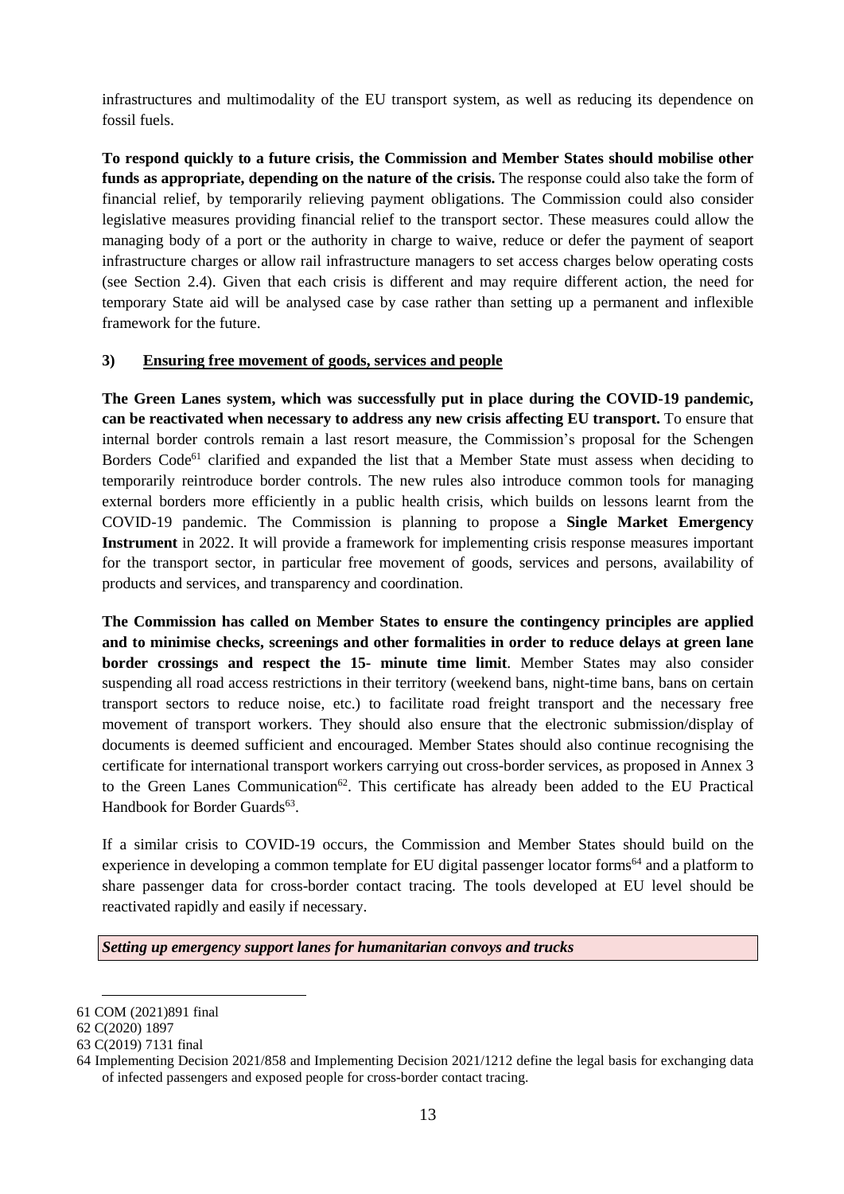infrastructures and multimodality of the EU transport system, as well as reducing its dependence on fossil fuels.

**To respond quickly to a future crisis, the Commission and Member States should mobilise other funds as appropriate, depending on the nature of the crisis.** The response could also take the form of financial relief, by temporarily relieving payment obligations. The Commission could also consider legislative measures providing financial relief to the transport sector. These measures could allow the managing body of a port or the authority in charge to waive, reduce or defer the payment of seaport infrastructure charges or allow rail infrastructure managers to set access charges below operating costs (see Section 2.4). Given that each crisis is different and may require different action, the need for temporary State aid will be analysed case by case rather than setting up a permanent and inflexible framework for the future.

### 3) Ensuring free movement of goods, services and people

**The Green Lanes system, which was successfully put in place during the COVID-19 pandemic, can be reactivated when necessary to address any new crisis affecting EU transport.** To ensure that internal border controls remain a last resort measure, the Commission's proposal for the Schengen Borders Code[61] clarified and expanded the list that a Member State must assess when deciding to temporarily reintroduce border controls. The new rules also introduce common tools for managing external borders more efficiently in a public health crisis, which builds on lessons learnt from the COVID-19 pandemic. The Commission is planning to propose a **Single Market Emergency Instrument** in 2022. It will provide a framework for implementing crisis response measures important for the transport sector, in particular free movement of goods, services and persons, availability of products and services, and transparency and coordination.

**The Commission has called on Member States to ensure the contingency principles are applied and to minimise checks, screenings and other formalities in order to reduce delays at green lane border crossings and respect the 15- minute time limit**. Member States may also consider suspending all road access restrictions in their territory (weekend bans, night-time bans, bans on certain transport sectors to reduce noise, etc.) to facilitate road freight transport and the necessary free movement of transport workers. They should also ensure that the electronic submission/display of documents is deemed sufficient and encouraged. Member States should also continue recognising the certificate for international transport workers carrying out cross-border services, as proposed in Annex 3 to the Green Lanes Communication[62]. This certificate has already been added to the EU Practical Handbook for Border Guards[63].

If a similar crisis to COVID-19 occurs, the Commission and Member States should build on the experience in developing a common template for EU digital passenger locator forms[64] and a platform to share passenger data for cross-border contact tracing. The tools developed at EU level should be reactivated rapidly and easily if necessary.

***Setting up emergency support lanes for humanitarian convoys and trucks***

---

61 COM (2021)891 final

62 C(2020) 1897

63 C(2019) 7131 final

64 Implementing Decision 2021/858 and Implementing Decision 2021/1212 define the legal basis for exchanging data of infected passengers and exposed people for cross-border contact tracing.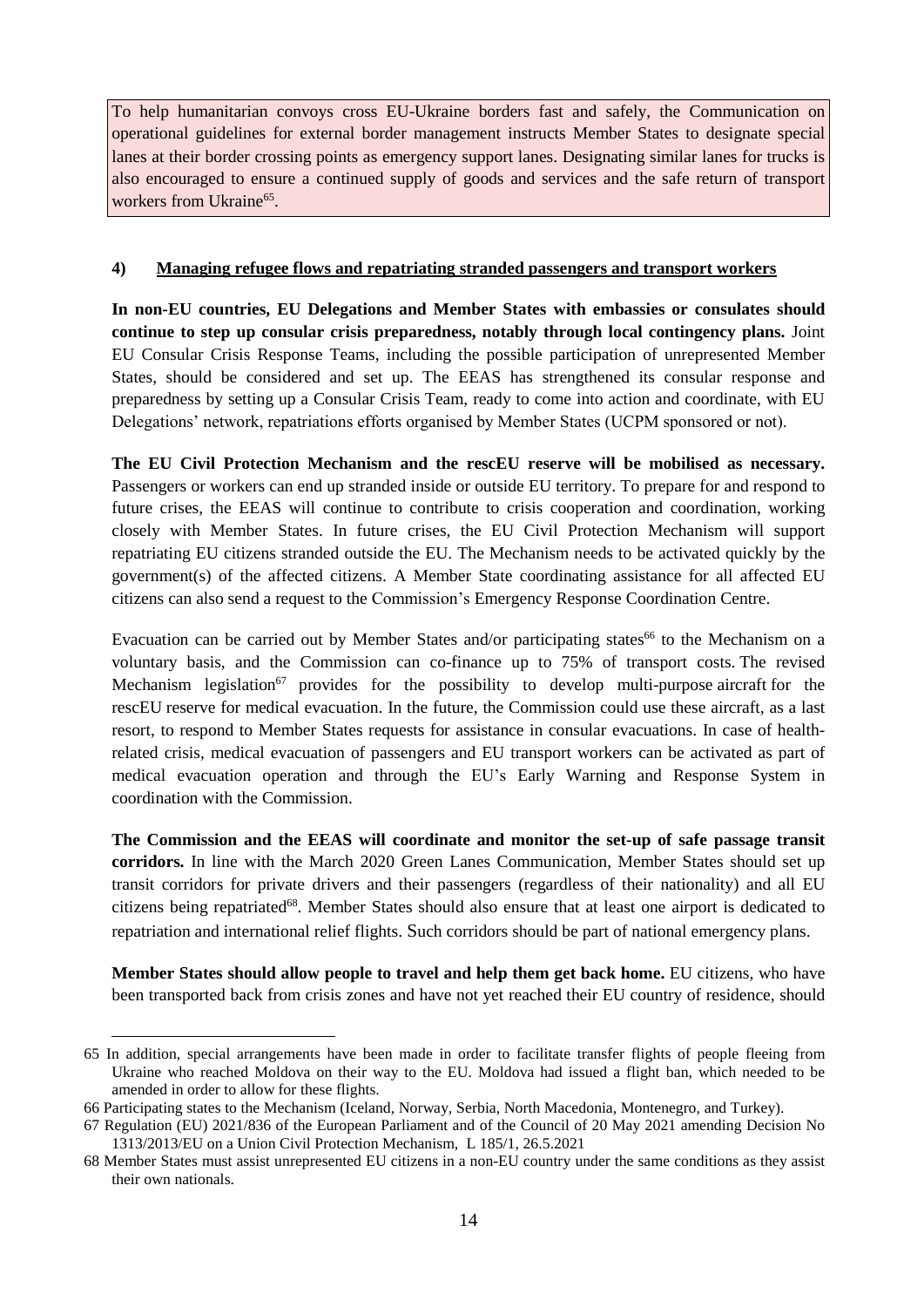To help humanitarian convoys cross EU-Ukraine borders fast and safely, the Communication on operational guidelines for external border management instructs Member States to designate special lanes at their border crossing points as emergency support lanes. Designating similar lanes for trucks is also encouraged to ensure a continued supply of goods and services and the safe return of transport workers from Ukraine[65].

#### 4) Managing refugee flows and repatriating stranded passengers and transport workers

**In non-EU countries, EU Delegations and Member States with embassies or consulates should continue to step up consular crisis preparedness, notably through local contingency plans.** Joint EU Consular Crisis Response Teams, including the possible participation of unrepresented Member States, should be considered and set up. The EEAS has strengthened its consular response and preparedness by setting up a Consular Crisis Team, ready to come into action and coordinate, with EU Delegations' network, repatriations efforts organised by Member States (UCPM sponsored or not).

**The EU Civil Protection Mechanism and the rescEU reserve will be mobilised as necessary.** Passengers or workers can end up stranded inside or outside EU territory. To prepare for and respond to future crises, the EEAS will continue to contribute to crisis cooperation and coordination, working closely with Member States. In future crises, the EU Civil Protection Mechanism will support repatriating EU citizens stranded outside the EU. The Mechanism needs to be activated quickly by the government(s) of the affected citizens. A Member State coordinating assistance for all affected EU citizens can also send a request to the Commission's Emergency Response Coordination Centre.

Evacuation can be carried out by Member States and/or participating states[66] to the Mechanism on a voluntary basis, and the Commission can co-finance up to 75% of transport costs. The revised Mechanism legislation[67] provides for the possibility to develop multi-purpose aircraft for the rescEU reserve for medical evacuation. In the future, the Commission could use these aircraft, as a last resort, to respond to Member States requests for assistance in consular evacuations. In case of health-related crisis, medical evacuation of passengers and EU transport workers can be activated as part of medical evacuation operation and through the EU's Early Warning and Response System in coordination with the Commission.

**The Commission and the EEAS will coordinate and monitor the set-up of safe passage transit corridors.** In line with the March 2020 Green Lanes Communication, Member States should set up transit corridors for private drivers and their passengers (regardless of their nationality) and all EU citizens being repatriated[68]. Member States should also ensure that at least one airport is dedicated to repatriation and international relief flights. Such corridors should be part of national emergency plans.

**Member States should allow people to travel and help them get back home.** EU citizens, who have been transported back from crisis zones and have not yet reached their EU country of residence, should

---

65 In addition, special arrangements have been made in order to facilitate transfer flights of people fleeing from Ukraine who reached Moldova on their way to the EU. Moldova had issued a flight ban, which needed to be amended in order to allow for these flights.

66 Participating states to the Mechanism (Iceland, Norway, Serbia, North Macedonia, Montenegro, and Turkey).

67 Regulation (EU) 2021/836 of the European Parliament and of the Council of 20 May 2021 amending Decision No 1313/2013/EU on a Union Civil Protection Mechanism, L 185/1, 26.5.2021

68 Member States must assist unrepresented EU citizens in a non-EU country under the same conditions as they assist their own nationals.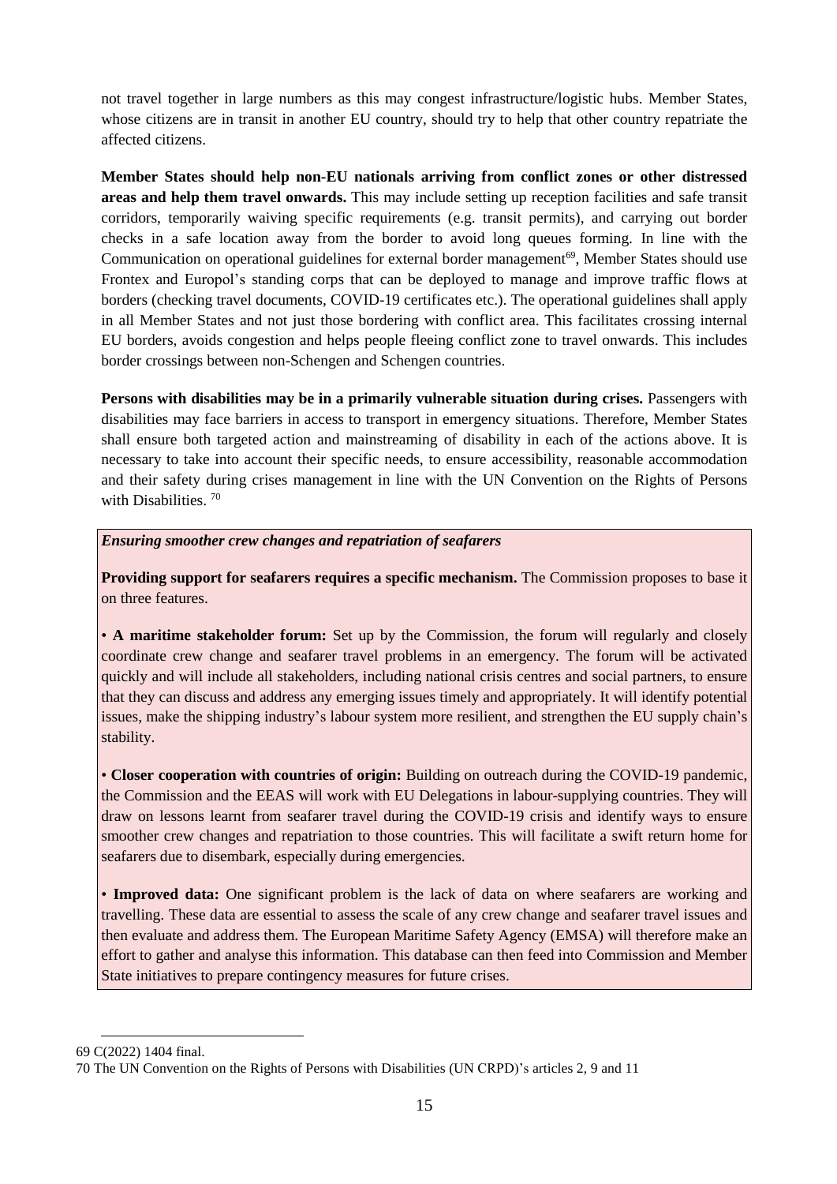not travel together in large numbers as this may congest infrastructure/logistic hubs. Member States, whose citizens are in transit in another EU country, should try to help that other country repatriate the affected citizens.

**Member States should help non-EU nationals arriving from conflict zones or other distressed areas and help them travel onwards.** This may include setting up reception facilities and safe transit corridors, temporarily waiving specific requirements (e.g. transit permits), and carrying out border checks in a safe location away from the border to avoid long queues forming. In line with the Communication on operational guidelines for external border management[69], Member States should use Frontex and Europol's standing corps that can be deployed to manage and improve traffic flows at borders (checking travel documents, COVID-19 certificates etc.). The operational guidelines shall apply in all Member States and not just those bordering with conflict area. This facilitates crossing internal EU borders, avoids congestion and helps people fleeing conflict zone to travel onwards. This includes border crossings between non-Schengen and Schengen countries.

**Persons with disabilities may be in a primarily vulnerable situation during crises.** Passengers with disabilities may face barriers in access to transport in emergency situations. Therefore, Member States shall ensure both targeted action and mainstreaming of disability in each of the actions above. It is necessary to take into account their specific needs, to ensure accessibility, reasonable accommodation and their safety during crises management in line with the UN Convention on the Rights of Persons with Disabilities. [70]

***Ensuring smoother crew changes and repatriation of seafarers***

**Providing support for seafarers requires a specific mechanism.** The Commission proposes to base it on three features.

- **A maritime stakeholder forum:** Set up by the Commission, the forum will regularly and closely coordinate crew change and seafarer travel problems in an emergency. The forum will be activated quickly and will include all stakeholders, including national crisis centres and social partners, to ensure that they can discuss and address any emerging issues timely and appropriately. It will identify potential issues, make the shipping industry's labour system more resilient, and strengthen the EU supply chain's stability.
- **Closer cooperation with countries of origin:** Building on outreach during the COVID-19 pandemic, the Commission and the EEAS will work with EU Delegations in labour-supplying countries. They will draw on lessons learnt from seafarer travel during the COVID-19 crisis and identify ways to ensure smoother crew changes and repatriation to those countries. This will facilitate a swift return home for seafarers due to disembark, especially during emergencies.
- **Improved data:** One significant problem is the lack of data on where seafarers are working and travelling. These data are essential to assess the scale of any crew change and seafarer travel issues and then evaluate and address them. The European Maritime Safety Agency (EMSA) will therefore make an effort to gather and analyse this information. This database can then feed into Commission and Member State initiatives to prepare contingency measures for future crises.

69 C(2022) 1404 final.

70 The UN Convention on the Rights of Persons with Disabilities (UN CRPD)'s articles 2, 9 and 11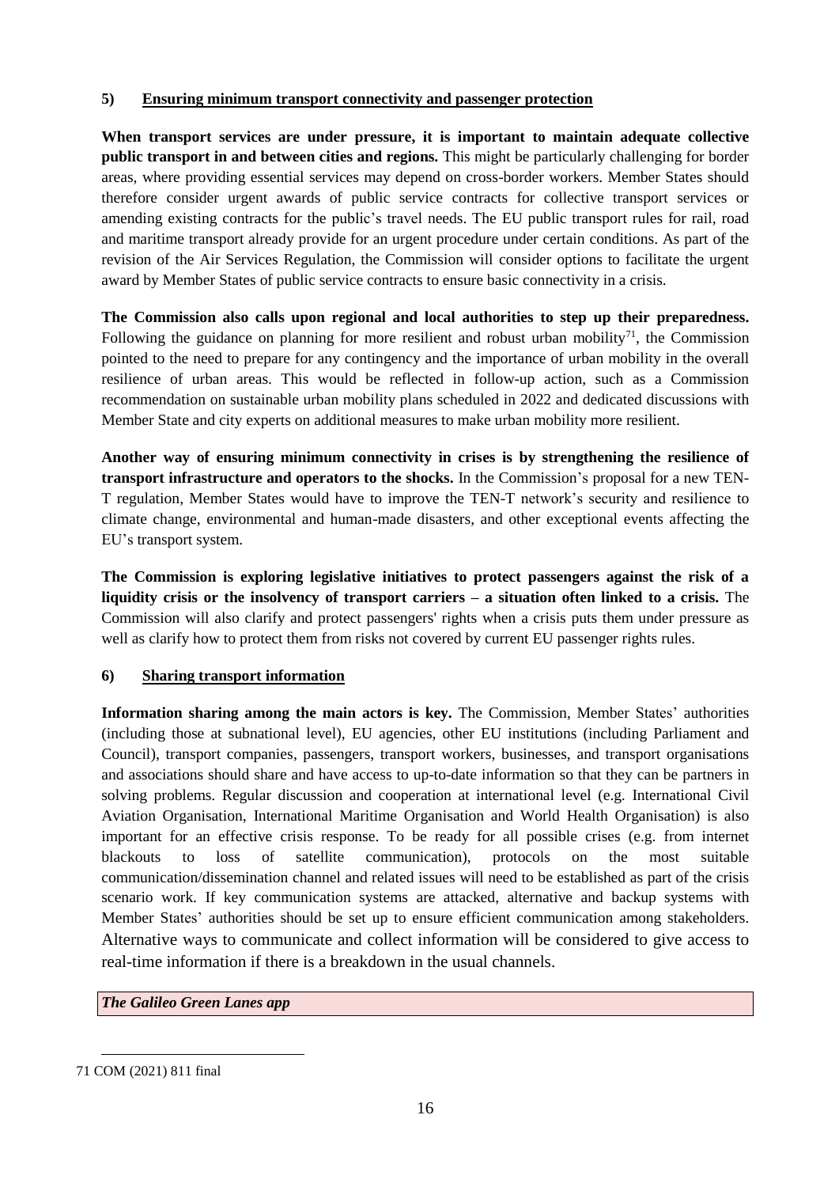## 5) Ensuring minimum transport connectivity and passenger protection

**When transport services are under pressure, it is important to maintain adequate collective public transport in and between cities and regions.** This might be particularly challenging for border areas, where providing essential services may depend on cross-border workers. Member States should therefore consider urgent awards of public service contracts for collective transport services or amending existing contracts for the public's travel needs. The EU public transport rules for rail, road and maritime transport already provide for an urgent procedure under certain conditions. As part of the revision of the Air Services Regulation, the Commission will consider options to facilitate the urgent award by Member States of public service contracts to ensure basic connectivity in a crisis.

**The Commission also calls upon regional and local authorities to step up their preparedness.** Following the guidance on planning for more resilient and robust urban mobility[71], the Commission pointed to the need to prepare for any contingency and the importance of urban mobility in the overall resilience of urban areas. This would be reflected in follow-up action, such as a Commission recommendation on sustainable urban mobility plans scheduled in 2022 and dedicated discussions with Member State and city experts on additional measures to make urban mobility more resilient.

**Another way of ensuring minimum connectivity in crises is by strengthening the resilience of transport infrastructure and operators to the shocks.** In the Commission's proposal for a new TEN-T regulation, Member States would have to improve the TEN-T network's security and resilience to climate change, environmental and human-made disasters, and other exceptional events affecting the EU's transport system.

**The Commission is exploring legislative initiatives to protect passengers against the risk of a liquidity crisis or the insolvency of transport carriers – a situation often linked to a crisis.** The Commission will also clarify and protect passengers' rights when a crisis puts them under pressure as well as clarify how to protect them from risks not covered by current EU passenger rights rules.

## 6) Sharing transport information

**Information sharing among the main actors is key.** The Commission, Member States' authorities (including those at subnational level), EU agencies, other EU institutions (including Parliament and Council), transport companies, passengers, transport workers, businesses, and transport organisations and associations should share and have access to up-to-date information so that they can be partners in solving problems. Regular discussion and cooperation at international level (e.g. International Civil Aviation Organisation, International Maritime Organisation and World Health Organisation) is also important for an effective crisis response. To be ready for all possible crises (e.g. from internet blackouts to loss of satellite communication), protocols on the most suitable communication/dissemination channel and related issues will need to be established as part of the crisis scenario work. If key communication systems are attacked, alternative and backup systems with Member States' authorities should be set up to ensure efficient communication among stakeholders. Alternative ways to communicate and collect information will be considered to give access to real-time information if there is a breakdown in the usual channels.

***The Galileo Green Lanes app***

71 COM (2021) 811 final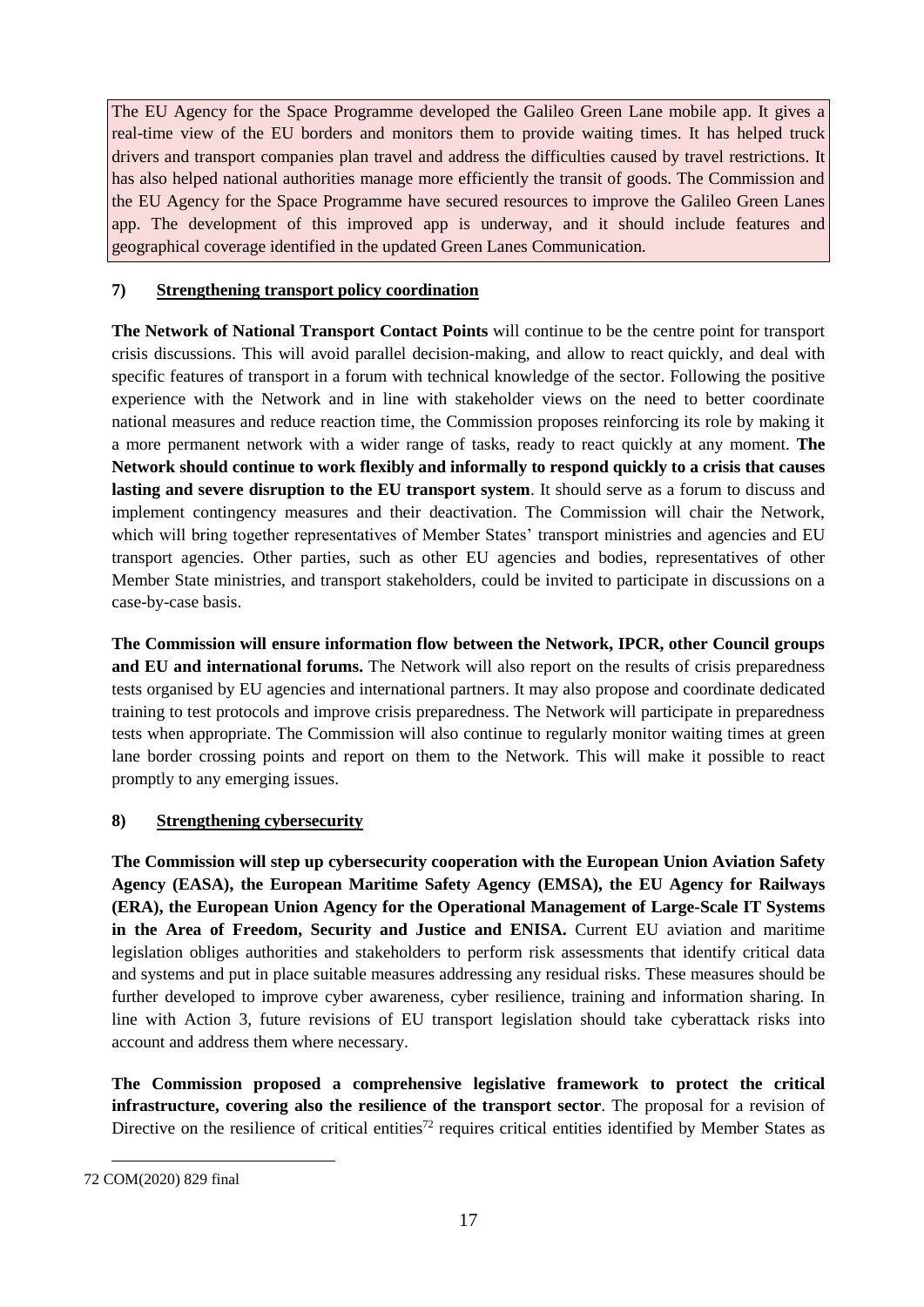The EU Agency for the Space Programme developed the Galileo Green Lane mobile app. It gives a real-time view of the EU borders and monitors them to provide waiting times. It has helped truck drivers and transport companies plan travel and address the difficulties caused by travel restrictions. It has also helped national authorities manage more efficiently the transit of goods. The Commission and the EU Agency for the Space Programme have secured resources to improve the Galileo Green Lanes app. The development of this improved app is underway, and it should include features and geographical coverage identified in the updated Green Lanes Communication.

### 7) Strengthening transport policy coordination

**The Network of National Transport Contact Points** will continue to be the centre point for transport crisis discussions. This will avoid parallel decision-making, and allow to react quickly, and deal with specific features of transport in a forum with technical knowledge of the sector. Following the positive experience with the Network and in line with stakeholder views on the need to better coordinate national measures and reduce reaction time, the Commission proposes reinforcing its role by making it a more permanent network with a wider range of tasks, ready to react quickly at any moment. **The Network should continue to work flexibly and informally to respond quickly to a crisis that causes lasting and severe disruption to the EU transport system**. It should serve as a forum to discuss and implement contingency measures and their deactivation. The Commission will chair the Network, which will bring together representatives of Member States' transport ministries and agencies and EU transport agencies. Other parties, such as other EU agencies and bodies, representatives of other Member State ministries, and transport stakeholders, could be invited to participate in discussions on a case-by-case basis.

**The Commission will ensure information flow between the Network, IPCR, other Council groups and EU and international forums.** The Network will also report on the results of crisis preparedness tests organised by EU agencies and international partners. It may also propose and coordinate dedicated training to test protocols and improve crisis preparedness. The Network will participate in preparedness tests when appropriate. The Commission will also continue to regularly monitor waiting times at green lane border crossing points and report on them to the Network. This will make it possible to react promptly to any emerging issues.

### 8) Strengthening cybersecurity

**The Commission will step up cybersecurity cooperation with the European Union Aviation Safety Agency (EASA), the European Maritime Safety Agency (EMSA), the EU Agency for Railways (ERA), the European Union Agency for the Operational Management of Large-Scale IT Systems in the Area of Freedom, Security and Justice and ENISA.** Current EU aviation and maritime legislation obliges authorities and stakeholders to perform risk assessments that identify critical data and systems and put in place suitable measures addressing any residual risks. These measures should be further developed to improve cyber awareness, cyber resilience, training and information sharing. In line with Action 3, future revisions of EU transport legislation should take cyberattack risks into account and address them where necessary.

**The Commission proposed a comprehensive legislative framework to protect the critical infrastructure, covering also the resilience of the transport sector**. The proposal for a revision of Directive on the resilience of critical entities[72] requires critical entities identified by Member States as

72 COM(2020) 829 final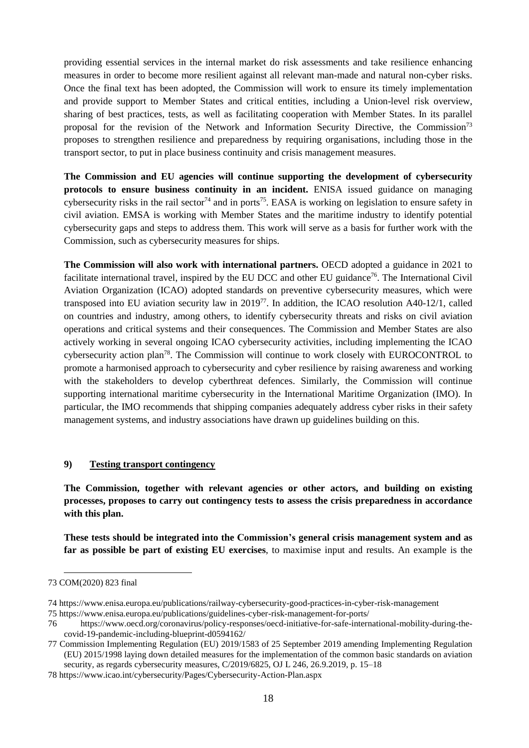providing essential services in the internal market do risk assessments and take resilience enhancing measures in order to become more resilient against all relevant man-made and natural non-cyber risks. Once the final text has been adopted, the Commission will work to ensure its timely implementation and provide support to Member States and critical entities, including a Union-level risk overview, sharing of best practices, tests, as well as facilitating cooperation with Member States. In its parallel proposal for the revision of the Network and Information Security Directive, the Commission[73] proposes to strengthen resilience and preparedness by requiring organisations, including those in the transport sector, to put in place business continuity and crisis management measures.

**The Commission and EU agencies will continue supporting the development of cybersecurity protocols to ensure business continuity in an incident.** ENISA issued guidance on managing cybersecurity risks in the rail sector[74] and in ports[75]. EASA is working on legislation to ensure safety in civil aviation. EMSA is working with Member States and the maritime industry to identify potential cybersecurity gaps and steps to address them. This work will serve as a basis for further work with the Commission, such as cybersecurity measures for ships.

**The Commission will also work with international partners.** OECD adopted a guidance in 2021 to facilitate international travel, inspired by the EU DCC and other EU guidance[76]. The International Civil Aviation Organization (ICAO) adopted standards on preventive cybersecurity measures, which were transposed into EU aviation security law in 2019[77]. In addition, the ICAO resolution A40-12/1, called on countries and industry, among others, to identify cybersecurity threats and risks on civil aviation operations and critical systems and their consequences. The Commission and Member States are also actively working in several ongoing ICAO cybersecurity activities, including implementing the ICAO cybersecurity action plan[78]. The Commission will continue to work closely with EUROCONTROL to promote a harmonised approach to cybersecurity and cyber resilience by raising awareness and working with the stakeholders to develop cyberthreat defences. Similarly, the Commission will continue supporting international maritime cybersecurity in the International Maritime Organization (IMO). In particular, the IMO recommends that shipping companies adequately address cyber risks in their safety management systems, and industry associations have drawn up guidelines building on this.

## 9) Testing transport contingency

**The Commission, together with relevant agencies or other actors, and building on existing processes, proposes to carry out contingency tests to assess the crisis preparedness in accordance with this plan.**

**These tests should be integrated into the Commission's general crisis management system and as far as possible be part of existing EU exercises**, to maximise input and results. An example is the

---

73 COM(2020) 823 final

74 https://www.enisa.europa.eu/publications/railway-cybersecurity-good-practices-in-cyber-risk-management

75 https://www.enisa.europa.eu/publications/guidelines-cyber-risk-management-for-ports/

76 https://www.oecd.org/coronavirus/policy-responses/oecd-initiative-for-safe-international-mobility-during-the-covid-19-pandemic-including-blueprint-d0594162/

77 Commission Implementing Regulation (EU) 2019/1583 of 25 September 2019 amending Implementing Regulation (EU) 2015/1998 laying down detailed measures for the implementation of the common basic standards on aviation security, as regards cybersecurity measures, C/2019/6825, OJ L 246, 26.9.2019, p. 15–18

78 https://www.icao.int/cybersecurity/Pages/Cybersecurity-Action-Plan.aspx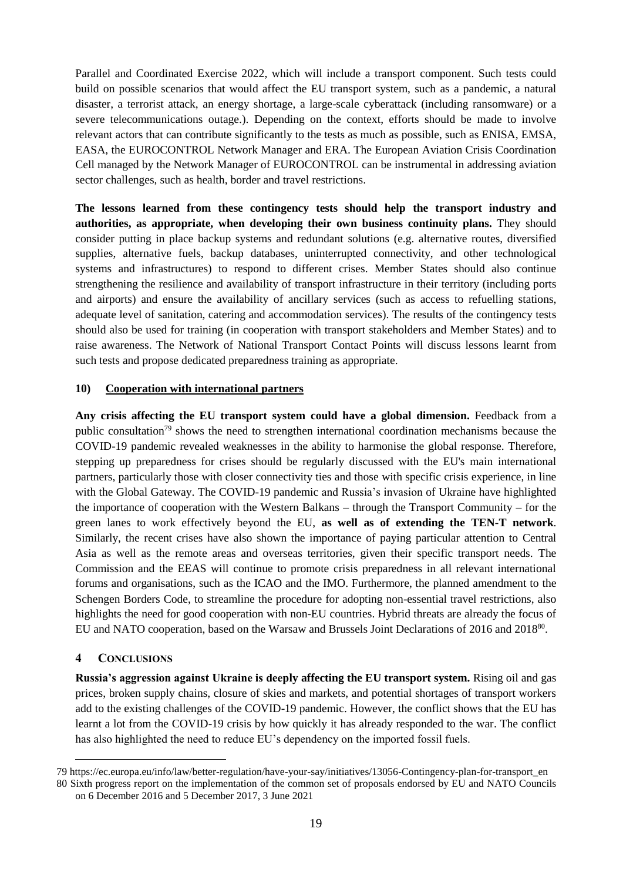Parallel and Coordinated Exercise 2022, which will include a transport component. Such tests could build on possible scenarios that would affect the EU transport system, such as a pandemic, a natural disaster, a terrorist attack, an energy shortage, a large-scale cyberattack (including ransomware) or a severe telecommunications outage.). Depending on the context, efforts should be made to involve relevant actors that can contribute significantly to the tests as much as possible, such as ENISA, EMSA, EASA, the EUROCONTROL Network Manager and ERA. The European Aviation Crisis Coordination Cell managed by the Network Manager of EUROCONTROL can be instrumental in addressing aviation sector challenges, such as health, border and travel restrictions.

**The lessons learned from these contingency tests should help the transport industry and authorities, as appropriate, when developing their own business continuity plans.** They should consider putting in place backup systems and redundant solutions (e.g. alternative routes, diversified supplies, alternative fuels, backup databases, uninterrupted connectivity, and other technological systems and infrastructures) to respond to different crises. Member States should also continue strengthening the resilience and availability of transport infrastructure in their territory (including ports and airports) and ensure the availability of ancillary services (such as access to refuelling stations, adequate level of sanitation, catering and accommodation services). The results of the contingency tests should also be used for training (in cooperation with transport stakeholders and Member States) and to raise awareness. The Network of National Transport Contact Points will discuss lessons learnt from such tests and propose dedicated preparedness training as appropriate.

#### 10) Cooperation with international partners

**Any crisis affecting the EU transport system could have a global dimension.** Feedback from a public consultation[79] shows the need to strengthen international coordination mechanisms because the COVID-19 pandemic revealed weaknesses in the ability to harmonise the global response. Therefore, stepping up preparedness for crises should be regularly discussed with the EU's main international partners, particularly those with closer connectivity ties and those with specific crisis experience, in line with the Global Gateway. The COVID-19 pandemic and Russia's invasion of Ukraine have highlighted the importance of cooperation with the Western Balkans – through the Transport Community – for the green lanes to work effectively beyond the EU, **as well as of extending the TEN-T network**. Similarly, the recent crises have also shown the importance of paying particular attention to Central Asia as well as the remote areas and overseas territories, given their specific transport needs. The Commission and the EEAS will continue to promote crisis preparedness in all relevant international forums and organisations, such as the ICAO and the IMO. Furthermore, the planned amendment to the Schengen Borders Code, to streamline the procedure for adopting non-essential travel restrictions, also highlights the need for good cooperation with non-EU countries. Hybrid threats are already the focus of EU and NATO cooperation, based on the Warsaw and Brussels Joint Declarations of 2016 and 2018[80].

## 4 CONCLUSIONS

**Russia's aggression against Ukraine is deeply affecting the EU transport system.** Rising oil and gas prices, broken supply chains, closure of skies and markets, and potential shortages of transport workers add to the existing challenges of the COVID-19 pandemic. However, the conflict shows that the EU has learnt a lot from the COVID-19 crisis by how quickly it has already responded to the war. The conflict has also highlighted the need to reduce EU's dependency on the imported fossil fuels.

---

79 https://ec.europa.eu/info/law/better-regulation/have-your-say/initiatives/13056-Contingency-plan-for-transport_en

80 Sixth progress report on the implementation of the common set of proposals endorsed by EU and NATO Councils on 6 December 2016 and 5 December 2017, 3 June 2021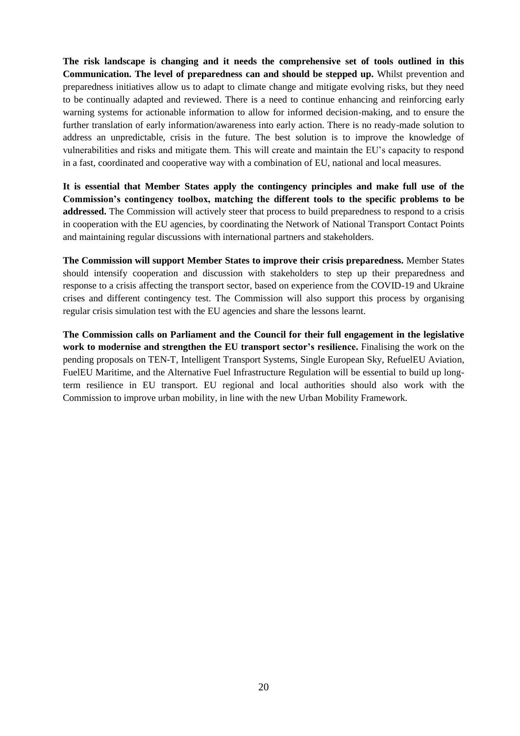**The risk landscape is changing and it needs the comprehensive set of tools outlined in this Communication. The level of preparedness can and should be stepped up.** Whilst prevention and preparedness initiatives allow us to adapt to climate change and mitigate evolving risks, but they need to be continually adapted and reviewed. There is a need to continue enhancing and reinforcing early warning systems for actionable information to allow for informed decision-making, and to ensure the further translation of early information/awareness into early action. There is no ready-made solution to address an unpredictable, crisis in the future. The best solution is to improve the knowledge of vulnerabilities and risks and mitigate them. This will create and maintain the EU's capacity to respond in a fast, coordinated and cooperative way with a combination of EU, national and local measures.

**It is essential that Member States apply the contingency principles and make full use of the Commission's contingency toolbox, matching the different tools to the specific problems to be addressed.** The Commission will actively steer that process to build preparedness to respond to a crisis in cooperation with the EU agencies, by coordinating the Network of National Transport Contact Points and maintaining regular discussions with international partners and stakeholders.

**The Commission will support Member States to improve their crisis preparedness.** Member States should intensify cooperation and discussion with stakeholders to step up their preparedness and response to a crisis affecting the transport sector, based on experience from the COVID-19 and Ukraine crises and different contingency test. The Commission will also support this process by organising regular crisis simulation test with the EU agencies and share the lessons learnt.

**The Commission calls on Parliament and the Council for their full engagement in the legislative work to modernise and strengthen the EU transport sector's resilience.** Finalising the work on the pending proposals on TEN-T, Intelligent Transport Systems, Single European Sky, RefuelEU Aviation, FuelEU Maritime, and the Alternative Fuel Infrastructure Regulation will be essential to build up long-term resilience in EU transport. EU regional and local authorities should also work with the Commission to improve urban mobility, in line with the new Urban Mobility Framework.